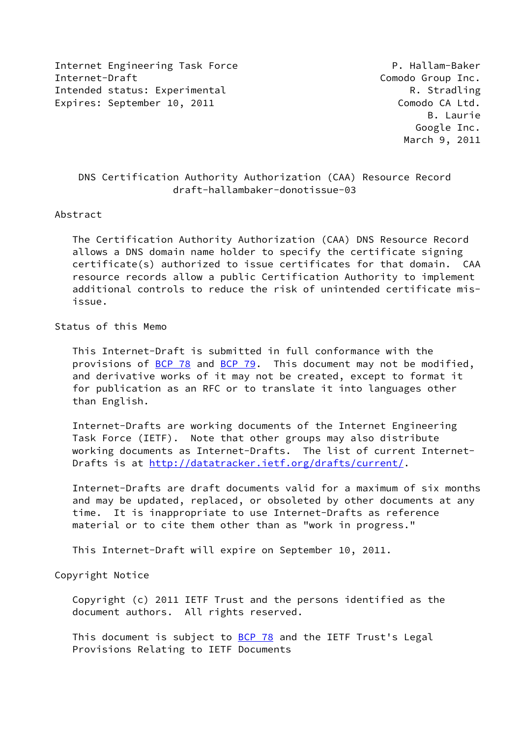Internet Engineering Task Force P. Hallam-Baker
Internet-Draft Comodo Group Inc.
Intended status: Experimental R. Stradling
Expires: September 10, 2011 Comodo CA Ltd.
B. Laurie
Google Inc.
March 9, 2011

# DNS Certification Authority Authorization (CAA) Resource Record
draft-hallambaker-donotissue-03

## Abstract

The Certification Authority Authorization (CAA) DNS Resource Record allows a DNS domain name holder to specify the certificate signing certificate(s) authorized to issue certificates for that domain. CAA resource records allow a public Certification Authority to implement additional controls to reduce the risk of unintended certificate mis-issue.

## Status of this Memo

This Internet-Draft is submitted in full conformance with the provisions of BCP 78 and BCP 79. This document may not be modified, and derivative works of it may not be created, except to format it for publication as an RFC or to translate it into languages other than English.

Internet-Drafts are working documents of the Internet Engineering Task Force (IETF). Note that other groups may also distribute working documents as Internet-Drafts. The list of current Internet-Drafts is at http://datatracker.ietf.org/drafts/current/.

Internet-Drafts are draft documents valid for a maximum of six months and may be updated, replaced, or obsoleted by other documents at any time. It is inappropriate to use Internet-Drafts as reference material or to cite them other than as "work in progress."

This Internet-Draft will expire on September 10, 2011.

## Copyright Notice

Copyright (c) 2011 IETF Trust and the persons identified as the document authors. All rights reserved.

This document is subject to BCP 78 and the IETF Trust's Legal Provisions Relating to IETF Documents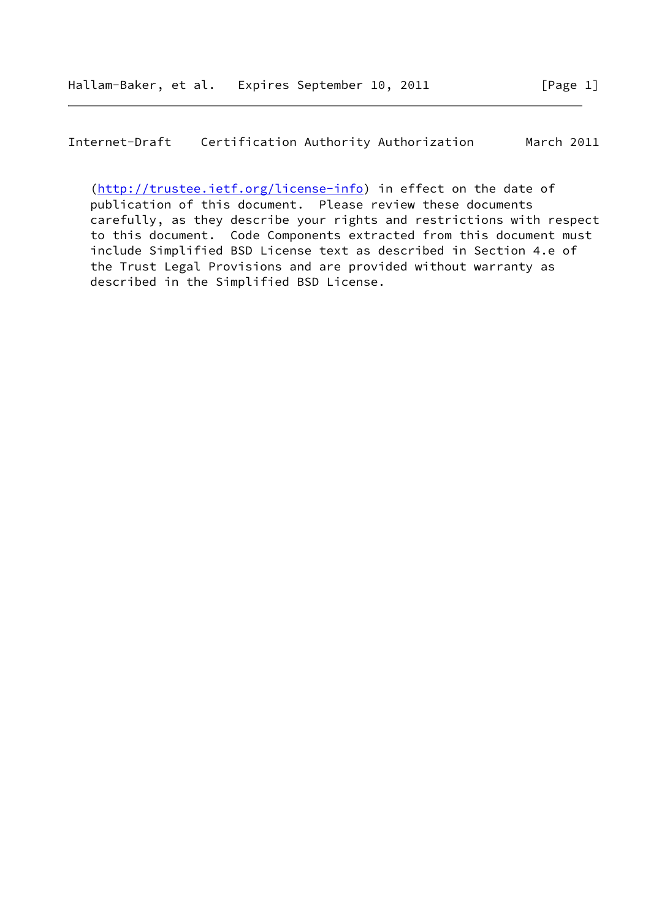(http://trustee.ietf.org/license-info) in effect on the date of publication of this document. Please review these documents carefully, as they describe your rights and restrictions with respect to this document. Code Components extracted from this document must include Simplified BSD License text as described in Section 4.e of the Trust Legal Provisions and are provided without warranty as described in the Simplified BSD License.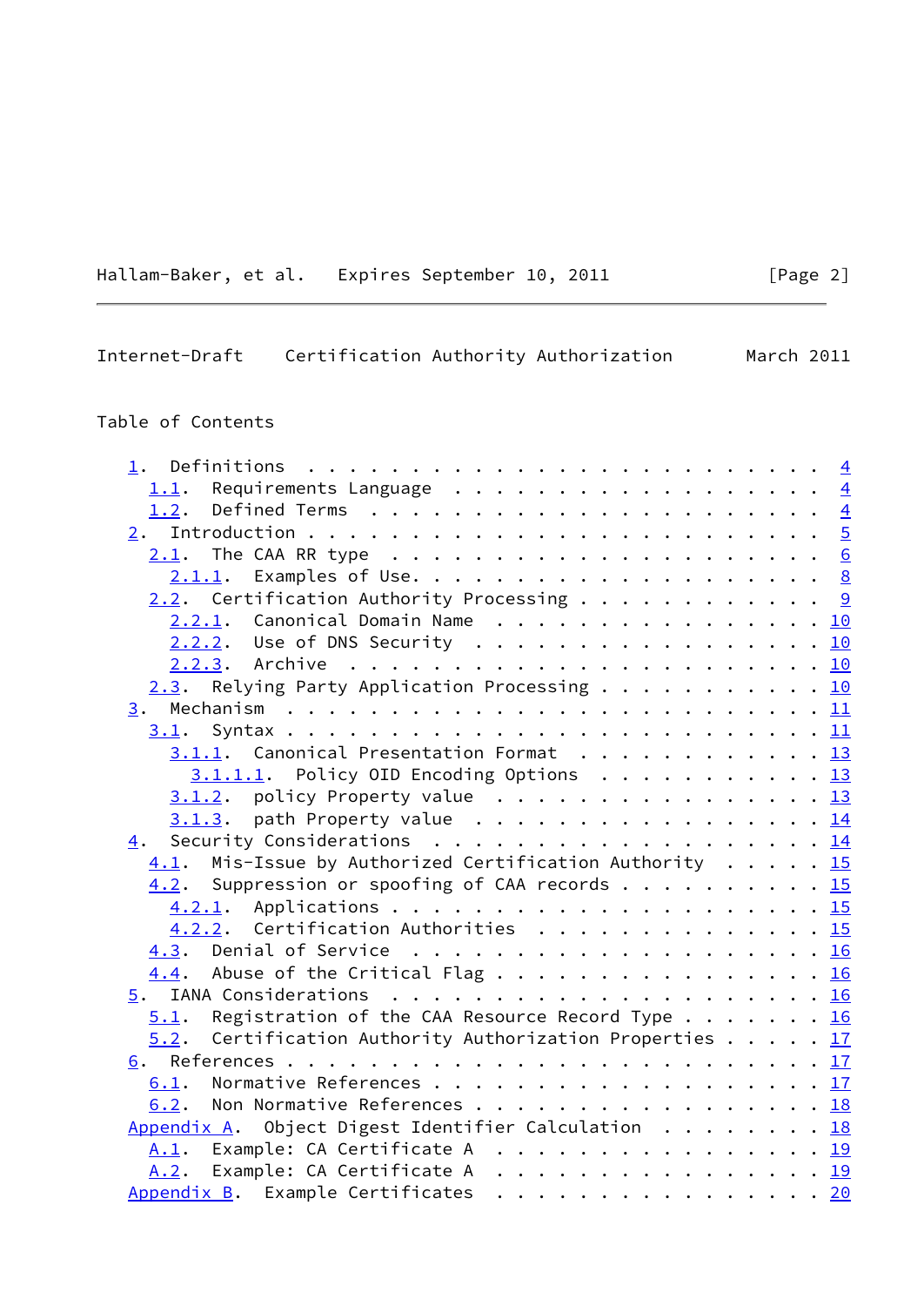Table of Contents

```
   1.  Definitions  . . . . . . . . . . . . . . . . . . . . . . . . .  4
     1.1.  Requirements Language  . . . . . . . . . . . . . . . . . .  4
     1.2.  Defined Terms  . . . . . . . . . . . . . . . . . . . . . .  4
   2.  Introduction . . . . . . . . . . . . . . . . . . . . . . . . .  5
     2.1.  The CAA RR type  . . . . . . . . . . . . . . . . . . . . .  6
       2.1.1.  Examples of Use. . . . . . . . . . . . . . . . . . . .  8
     2.2.  Certification Authority Processing . . . . . . . . . . . .  9
       2.2.1.  Canonical Domain Name  . . . . . . . . . . . . . . . . 10
       2.2.2.  Use of DNS Security  . . . . . . . . . . . . . . . . . 10
       2.2.3.  Archive  . . . . . . . . . . . . . . . . . . . . . . . 10
     2.3.  Relying Party Application Processing . . . . . . . . . . . 10
   3.  Mechanism  . . . . . . . . . . . . . . . . . . . . . . . . . . 11
     3.1.  Syntax . . . . . . . . . . . . . . . . . . . . . . . . . . 11
       3.1.1.  Canonical Presentation Format  . . . . . . . . . . . . 13
         3.1.1.1.  Policy OID Encoding Options  . . . . . . . . . . . 13
       3.1.2.  policy Property value  . . . . . . . . . . . . . . . . 13
       3.1.3.  path Property value  . . . . . . . . . . . . . . . . . 14
   4.  Security Considerations  . . . . . . . . . . . . . . . . . . . 14
     4.1.  Mis-Issue by Authorized Certification Authority  . . . . . 15
     4.2.  Suppression or spoofing of CAA records . . . . . . . . . . 15
       4.2.1.  Applications . . . . . . . . . . . . . . . . . . . . . 15
       4.2.2.  Certification Authorities  . . . . . . . . . . . . . . 15
     4.3.  Denial of Service  . . . . . . . . . . . . . . . . . . . . 16
     4.4.  Abuse of the Critical Flag . . . . . . . . . . . . . . . . 16
   5.  IANA Considerations  . . . . . . . . . . . . . . . . . . . . . 16
     5.1.  Registration of the CAA Resource Record Type . . . . . . . 16
     5.2.  Certification Authority Authorization Properties . . . . . 17
   6.  References . . . . . . . . . . . . . . . . . . . . . . . . . . 17
     6.1.  Normative References . . . . . . . . . . . . . . . . . . . 17
     6.2.  Non Normative References . . . . . . . . . . . . . . . . . 18
   Appendix A.  Object Digest Identifier Calculation  . . . . . . . . 18
     A.1.  Example: CA Certificate A  . . . . . . . . . . . . . . . . 19
     A.2.  Example: CA Certificate A  . . . . . . . . . . . . . . . . 19
   Appendix B.  Example Certificates  . . . . . . . . . . . . . . . . 20
```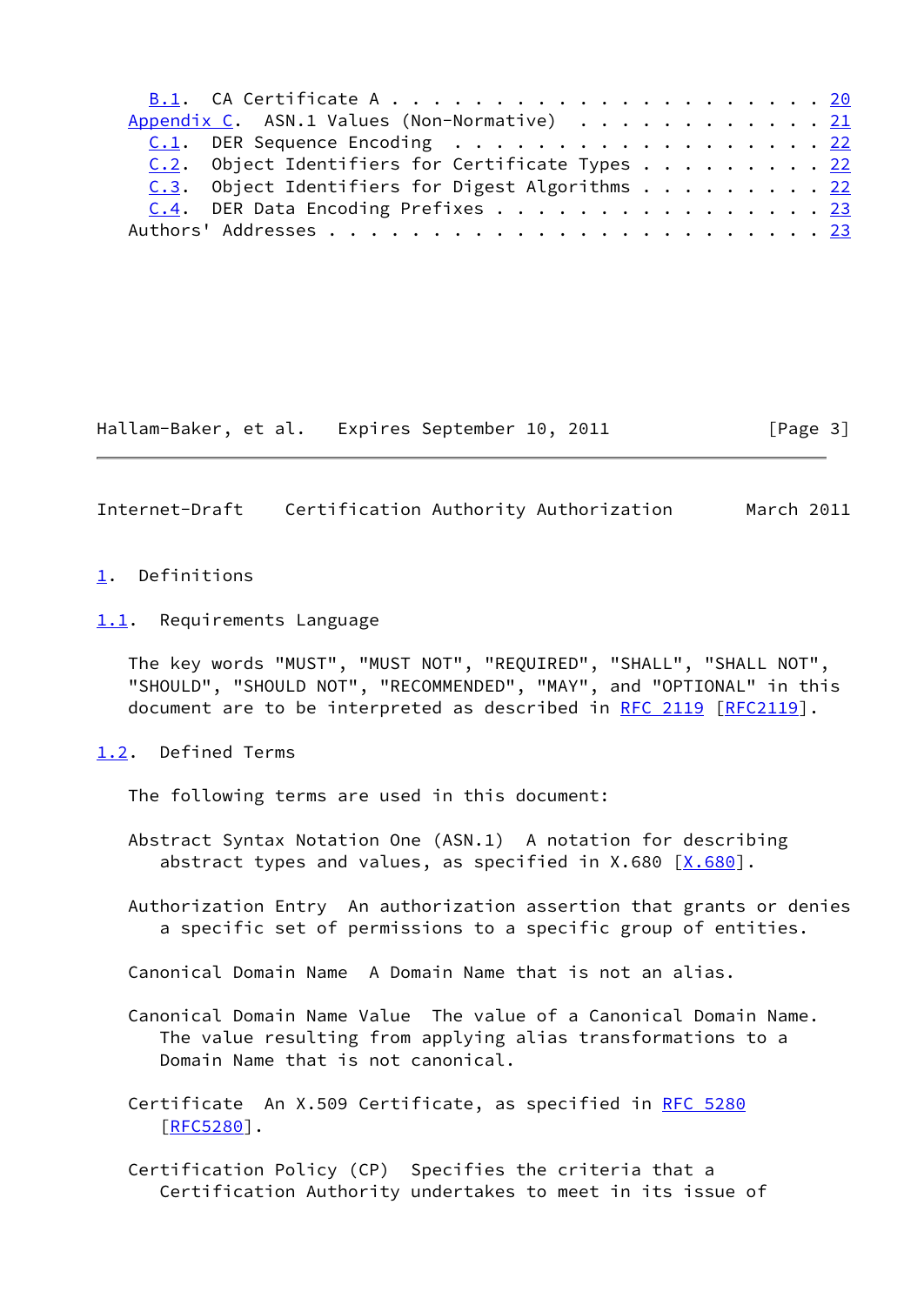B.1. CA Certificate A . . . . . . . . . . . . . . . . . . . . . . 20
Appendix C. ASN.1 Values (Non-Normative) . . . . . . . . . . . . . 21
C.1. DER Sequence Encoding . . . . . . . . . . . . . . . . . . . 22
C.2. Object Identifiers for Certificate Types . . . . . . . . . 22
C.3. Object Identifiers for Digest Algorithms . . . . . . . . . 22
C.4. DER Data Encoding Prefixes . . . . . . . . . . . . . . . . 23
Authors' Addresses . . . . . . . . . . . . . . . . . . . . . . . . 23

# 1. Definitions

## 1.1. Requirements Language

The key words "MUST", "MUST NOT", "REQUIRED", "SHALL", "SHALL NOT", "SHOULD", "SHOULD NOT", "RECOMMENDED", "MAY", and "OPTIONAL" in this document are to be interpreted as described in RFC 2119 [RFC2119].

## 1.2. Defined Terms

The following terms are used in this document:

Abstract Syntax Notation One (ASN.1) A notation for describing abstract types and values, as specified in X.680 [X.680].

Authorization Entry An authorization assertion that grants or denies a specific set of permissions to a specific group of entities.

Canonical Domain Name A Domain Name that is not an alias.

Canonical Domain Name Value The value of a Canonical Domain Name. The value resulting from applying alias transformations to a Domain Name that is not canonical.

Certificate An X.509 Certificate, as specified in RFC 5280 [RFC5280].

Certification Policy (CP) Specifies the criteria that a Certification Authority undertakes to meet in its issue of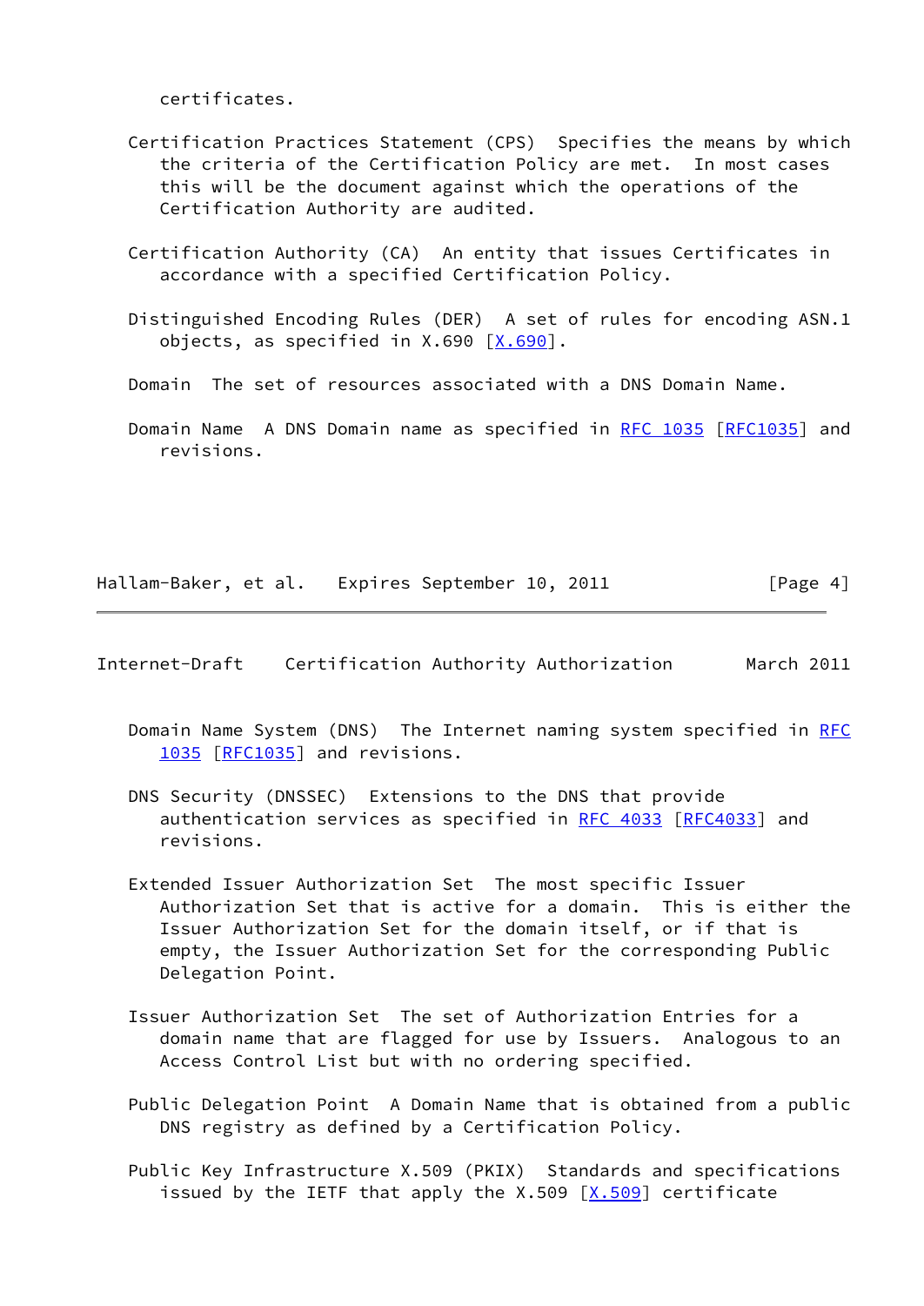certificates.

Certification Practices Statement (CPS)  Specifies the means by which the criteria of the Certification Policy are met.  In most cases this will be the document against which the operations of the Certification Authority are audited.

Certification Authority (CA)  An entity that issues Certificates in accordance with a specified Certification Policy.

Distinguished Encoding Rules (DER)  A set of rules for encoding ASN.1 objects, as specified in X.690 [X.690].

Domain  The set of resources associated with a DNS Domain Name.

Domain Name  A DNS Domain name as specified in RFC 1035 [RFC1035] and revisions.

Domain Name System (DNS)  The Internet naming system specified in RFC 1035 [RFC1035] and revisions.

DNS Security (DNSSEC)  Extensions to the DNS that provide authentication services as specified in RFC 4033 [RFC4033] and revisions.

Extended Issuer Authorization Set  The most specific Issuer Authorization Set that is active for a domain.  This is either the Issuer Authorization Set for the domain itself, or if that is empty, the Issuer Authorization Set for the corresponding Public Delegation Point.

Issuer Authorization Set  The set of Authorization Entries for a domain name that are flagged for use by Issuers.  Analogous to an Access Control List but with no ordering specified.

Public Delegation Point  A Domain Name that is obtained from a public DNS registry as defined by a Certification Policy.

Public Key Infrastructure X.509 (PKIX)  Standards and specifications issued by the IETF that apply the X.509 [X.509] certificate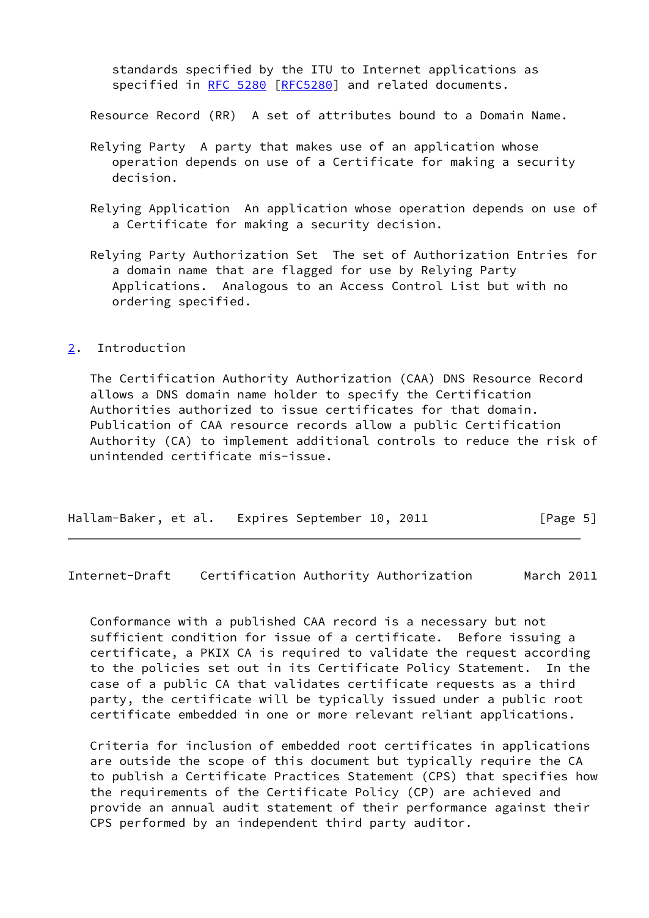standards specified by the ITU to Internet applications as specified in RFC 5280 [RFC5280] and related documents.

Resource Record (RR)  A set of attributes bound to a Domain Name.

Relying Party  A party that makes use of an application whose operation depends on use of a Certificate for making a security decision.

Relying Application  An application whose operation depends on use of a Certificate for making a security decision.

Relying Party Authorization Set  The set of Authorization Entries for a domain name that are flagged for use by Relying Party Applications.  Analogous to an Access Control List but with no ordering specified.

## 2. Introduction

The Certification Authority Authorization (CAA) DNS Resource Record allows a DNS domain name holder to specify the Certification Authorities authorized to issue certificates for that domain. Publication of CAA resource records allow a public Certification Authority (CA) to implement additional controls to reduce the risk of unintended certificate mis-issue.

Conformance with a published CAA record is a necessary but not sufficient condition for issue of a certificate.  Before issuing a certificate, a PKIX CA is required to validate the request according to the policies set out in its Certificate Policy Statement.  In the case of a public CA that validates certificate requests as a third party, the certificate will be typically issued under a public root certificate embedded in one or more relevant reliant applications.

Criteria for inclusion of embedded root certificates in applications are outside the scope of this document but typically require the CA to publish a Certificate Practices Statement (CPS) that specifies how the requirements of the Certificate Policy (CP) are achieved and provide an annual audit statement of their performance against their CPS performed by an independent third party auditor.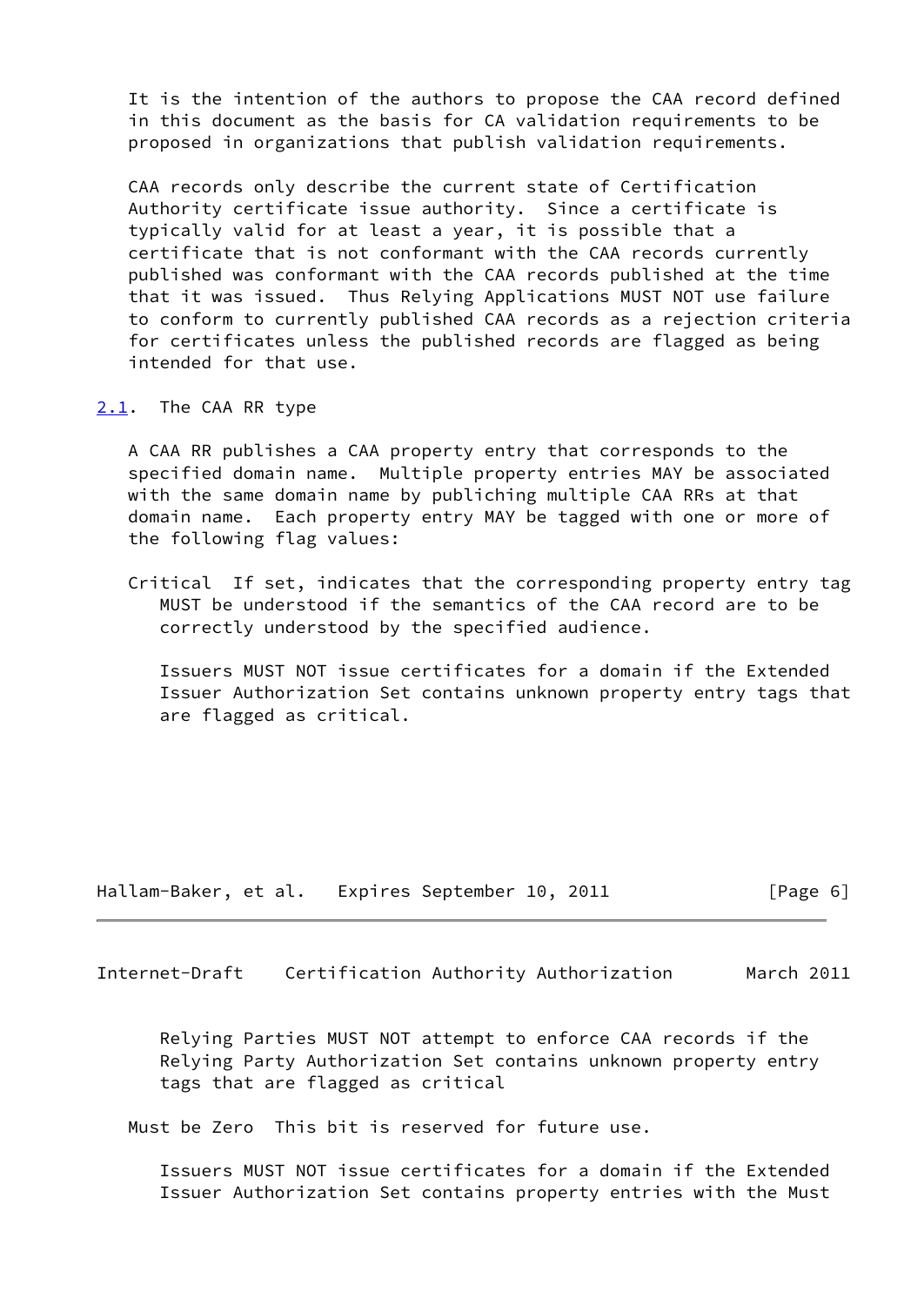It is the intention of the authors to propose the CAA record defined in this document as the basis for CA validation requirements to be proposed in organizations that publish validation requirements.

CAA records only describe the current state of Certification Authority certificate issue authority. Since a certificate is typically valid for at least a year, it is possible that a certificate that is not conformant with the CAA records currently published was conformant with the CAA records published at the time that it was issued. Thus Relying Applications MUST NOT use failure to conform to currently published CAA records as a rejection criteria for certificates unless the published records are flagged as being intended for that use.

## 2.1. The CAA RR type

A CAA RR publishes a CAA property entry that corresponds to the specified domain name. Multiple property entries MAY be associated with the same domain name by publiching multiple CAA RRs at that domain name. Each property entry MAY be tagged with one or more of the following flag values:

Critical If set, indicates that the corresponding property entry tag MUST be understood if the semantics of the CAA record are to be correctly understood by the specified audience.

Issuers MUST NOT issue certificates for a domain if the Extended Issuer Authorization Set contains unknown property entry tags that are flagged as critical.

Relying Parties MUST NOT attempt to enforce CAA records if the Relying Party Authorization Set contains unknown property entry tags that are flagged as critical

Must be Zero This bit is reserved for future use.

Issuers MUST NOT issue certificates for a domain if the Extended Issuer Authorization Set contains property entries with the Must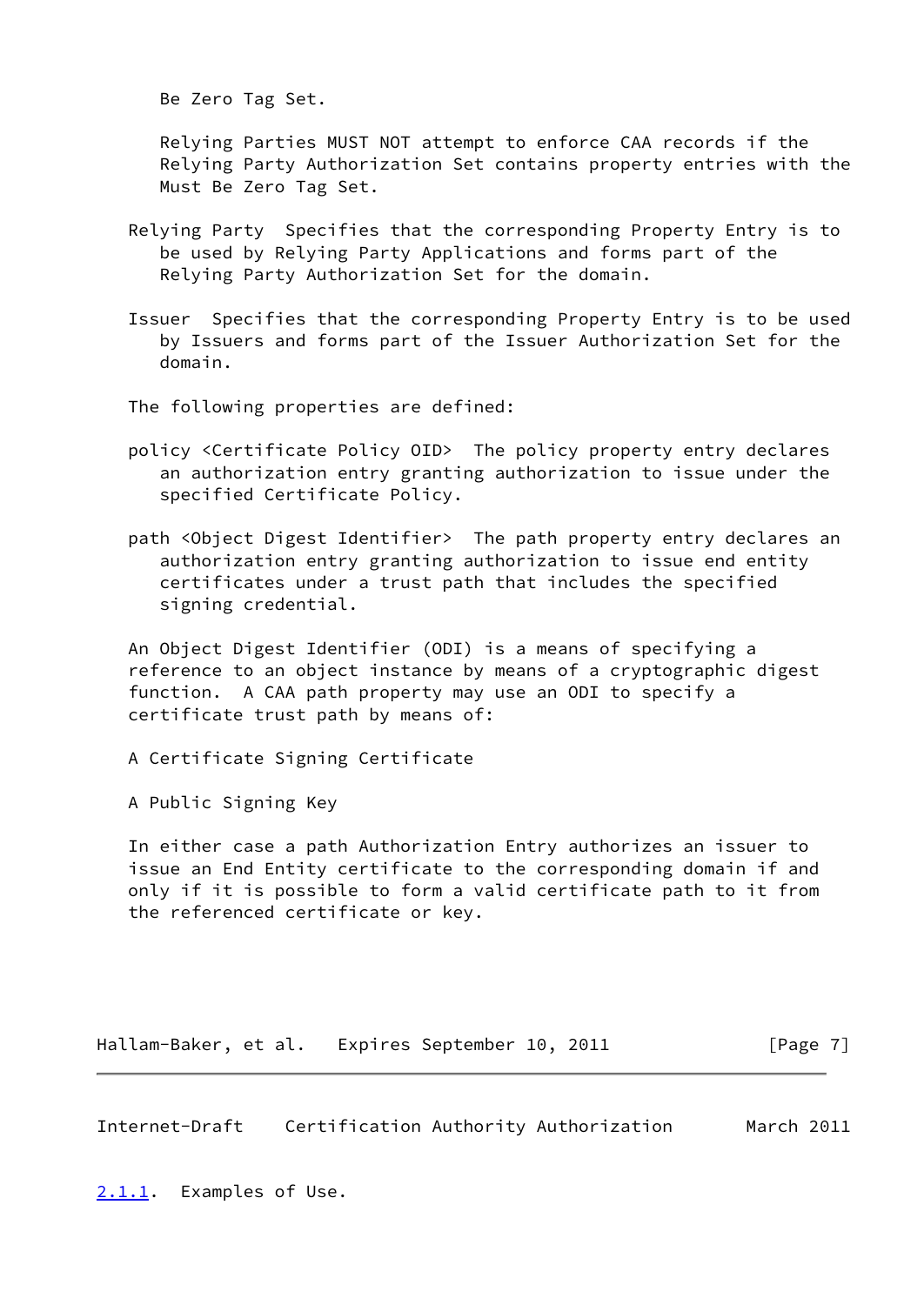Be Zero Tag Set.

Relying Parties MUST NOT attempt to enforce CAA records if the Relying Party Authorization Set contains property entries with the Must Be Zero Tag Set.

Relying Party  Specifies that the corresponding Property Entry is to be used by Relying Party Applications and forms part of the Relying Party Authorization Set for the domain.

Issuer  Specifies that the corresponding Property Entry is to be used by Issuers and forms part of the Issuer Authorization Set for the domain.

The following properties are defined:

policy <Certificate Policy OID>  The policy property entry declares an authorization entry granting authorization to issue under the specified Certificate Policy.

path <Object Digest Identifier>  The path property entry declares an authorization entry granting authorization to issue end entity certificates under a trust path that includes the specified signing credential.

An Object Digest Identifier (ODI) is a means of specifying a reference to an object instance by means of a cryptographic digest function.  A CAA path property may use an ODI to specify a certificate trust path by means of:

A Certificate Signing Certificate

A Public Signing Key

In either case a path Authorization Entry authorizes an issuer to issue an End Entity certificate to the corresponding domain if and only if it is possible to form a valid certificate path to it from the referenced certificate or key.

### 2.1.1. Examples of Use.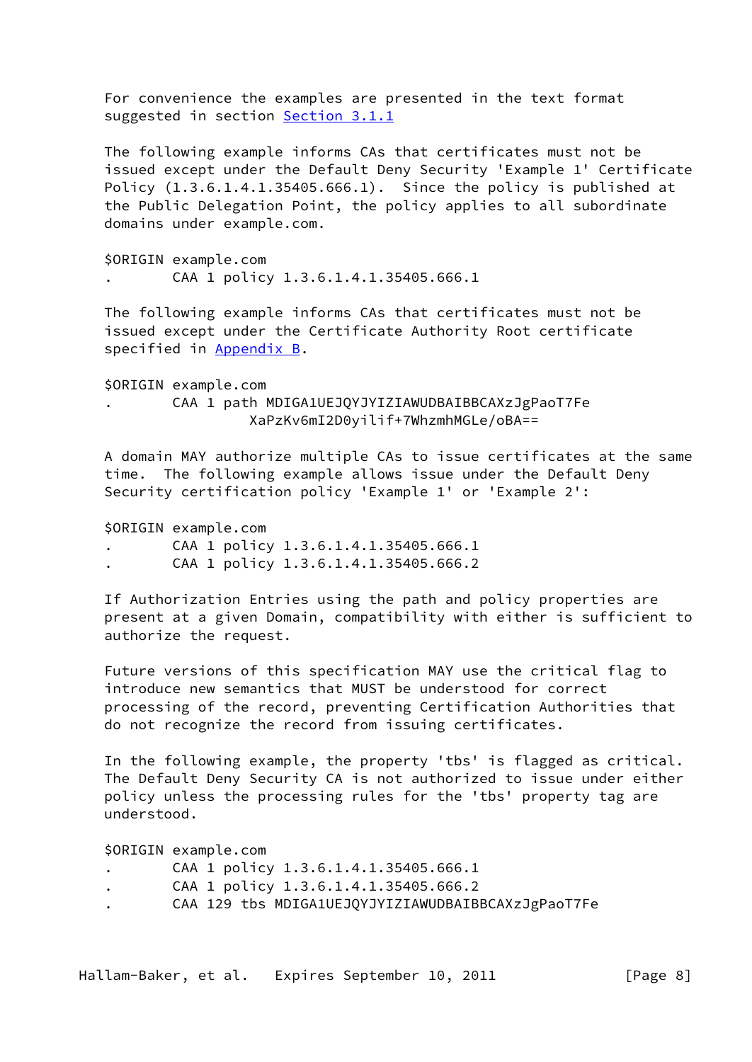For convenience the examples are presented in the text format suggested in section Section 3.1.1

The following example informs CAs that certificates must not be issued except under the Default Deny Security 'Example 1' Certificate Policy (1.3.6.1.4.1.35405.666.1). Since the policy is published at the Public Delegation Point, the policy applies to all subordinate domains under example.com.

```
$ORIGIN example.com
.       CAA 1 policy 1.3.6.1.4.1.35405.666.1
```

The following example informs CAs that certificates must not be issued except under the Certificate Authority Root certificate specified in Appendix B.

```
$ORIGIN example.com
.       CAA 1 path MDIGA1UEJQYJYIZIAWUDBAIBBCAXzJgPaoT7Fe
                 XaPzKv6mI2D0yilif+7WhzmhMGLe/oBA==
```

A domain MAY authorize multiple CAs to issue certificates at the same time. The following example allows issue under the Default Deny Security certification policy 'Example 1' or 'Example 2':

```
$ORIGIN example.com
.       CAA 1 policy 1.3.6.1.4.1.35405.666.1
.       CAA 1 policy 1.3.6.1.4.1.35405.666.2
```

If Authorization Entries using the path and policy properties are present at a given Domain, compatibility with either is sufficient to authorize the request.

Future versions of this specification MAY use the critical flag to introduce new semantics that MUST be understood for correct processing of the record, preventing Certification Authorities that do not recognize the record from issuing certificates.

In the following example, the property 'tbs' is flagged as critical. The Default Deny Security CA is not authorized to issue under either policy unless the processing rules for the 'tbs' property tag are understood.

```
$ORIGIN example.com
.       CAA 1 policy 1.3.6.1.4.1.35405.666.1
.       CAA 1 policy 1.3.6.1.4.1.35405.666.2
.       CAA 129 tbs MDIGA1UEJQYJYIZIAWUDBAIBBCAXzJgPaoT7Fe
```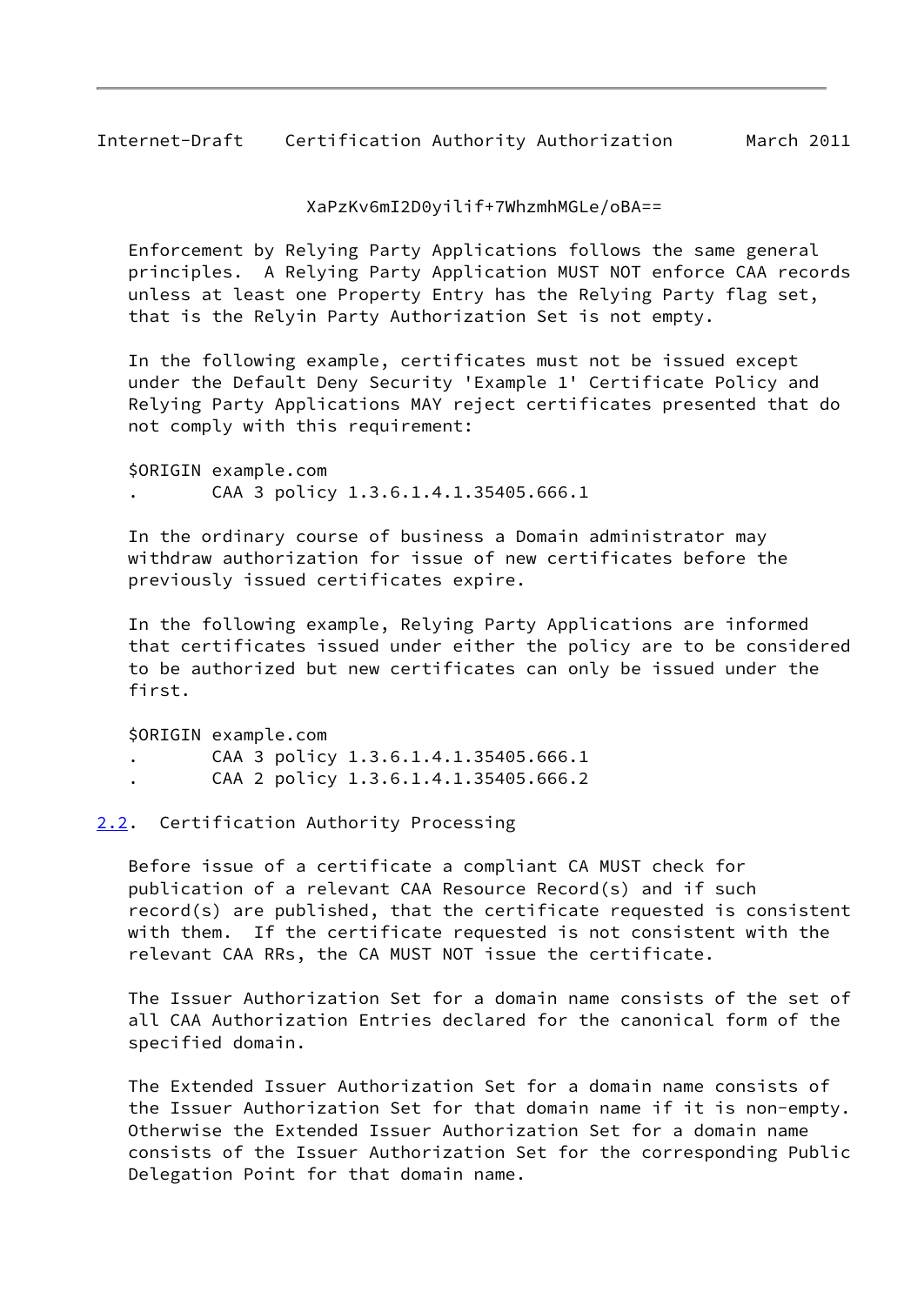```
                  XaPzKv6mI2D0yilif+7WhzmhMGLe/oBA==
```

Enforcement by Relying Party Applications follows the same general principles. A Relying Party Application MUST NOT enforce CAA records unless at least one Property Entry has the Relying Party flag set, that is the Relyin Party Authorization Set is not empty.

In the following example, certificates must not be issued except under the Default Deny Security 'Example 1' Certificate Policy and Relying Party Applications MAY reject certificates presented that do not comply with this requirement:

```
$ORIGIN example.com
.       CAA 3 policy 1.3.6.1.4.1.35405.666.1
```

In the ordinary course of business a Domain administrator may withdraw authorization for issue of new certificates before the previously issued certificates expire.

In the following example, Relying Party Applications are informed that certificates issued under either the policy are to be considered to be authorized but new certificates can only be issued under the first.

```
$ORIGIN example.com
.       CAA 3 policy 1.3.6.1.4.1.35405.666.1
.       CAA 2 policy 1.3.6.1.4.1.35405.666.2
```

## 2.2. Certification Authority Processing

Before issue of a certificate a compliant CA MUST check for publication of a relevant CAA Resource Record(s) and if such record(s) are published, that the certificate requested is consistent with them. If the certificate requested is not consistent with the relevant CAA RRs, the CA MUST NOT issue the certificate.

The Issuer Authorization Set for a domain name consists of the set of all CAA Authorization Entries declared for the canonical form of the specified domain.

The Extended Issuer Authorization Set for a domain name consists of the Issuer Authorization Set for that domain name if it is non-empty. Otherwise the Extended Issuer Authorization Set for a domain name consists of the Issuer Authorization Set for the corresponding Public Delegation Point for that domain name.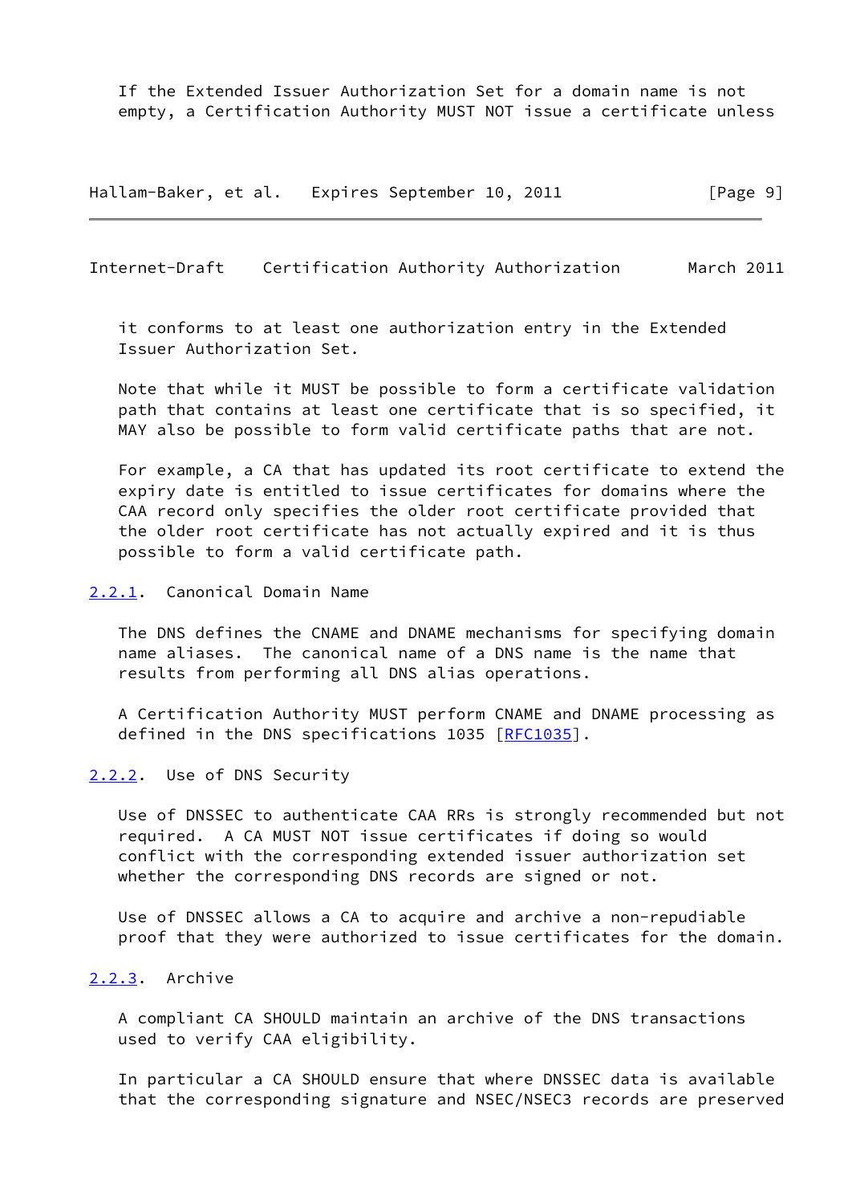If the Extended Issuer Authorization Set for a domain name is not empty, a Certification Authority MUST NOT issue a certificate unless it conforms to at least one authorization entry in the Extended Issuer Authorization Set.

Note that while it MUST be possible to form a certificate validation path that contains at least one certificate that is so specified, it MAY also be possible to form valid certificate paths that are not.

For example, a CA that has updated its root certificate to extend the expiry date is entitled to issue certificates for domains where the CAA record only specifies the older root certificate provided that the older root certificate has not actually expired and it is thus possible to form a valid certificate path.

### 2.2.1. Canonical Domain Name

The DNS defines the CNAME and DNAME mechanisms for specifying domain name aliases. The canonical name of a DNS name is the name that results from performing all DNS alias operations.

A Certification Authority MUST perform CNAME and DNAME processing as defined in the DNS specifications 1035 [RFC1035].

### 2.2.2. Use of DNS Security

Use of DNSSEC to authenticate CAA RRs is strongly recommended but not required. A CA MUST NOT issue certificates if doing so would conflict with the corresponding extended issuer authorization set whether the corresponding DNS records are signed or not.

Use of DNSSEC allows a CA to acquire and archive a non-repudiable proof that they were authorized to issue certificates for the domain.

### 2.2.3. Archive

A compliant CA SHOULD maintain an archive of the DNS transactions used to verify CAA eligibility.

In particular a CA SHOULD ensure that where DNSSEC data is available that the corresponding signature and NSEC/NSEC3 records are preserved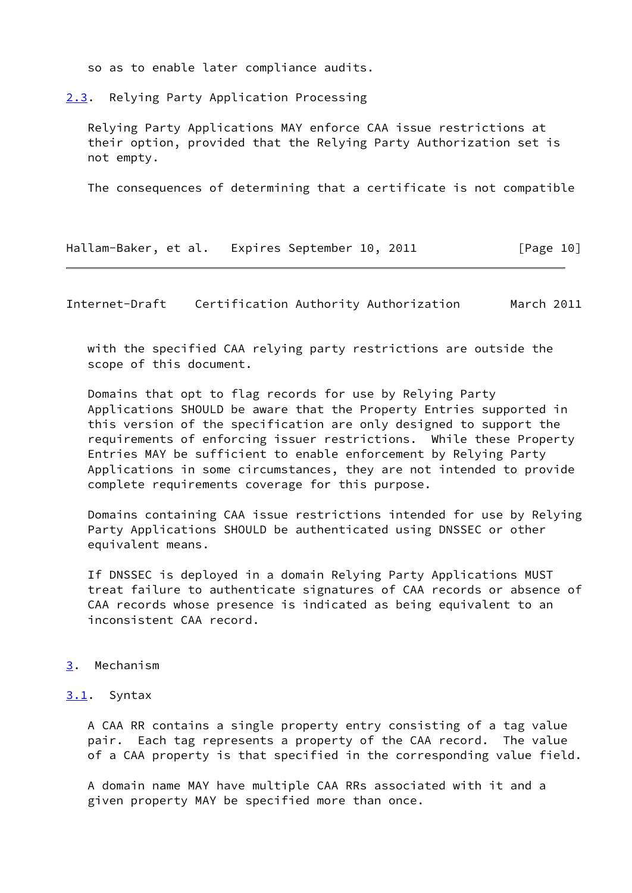so as to enable later compliance audits.

### 2.3. Relying Party Application Processing

Relying Party Applications MAY enforce CAA issue restrictions at their option, provided that the Relying Party Authorization set is not empty.

The consequences of determining that a certificate is not compatible with the specified CAA relying party restrictions are outside the scope of this document.

Domains that opt to flag records for use by Relying Party Applications SHOULD be aware that the Property Entries supported in this version of the specification are only designed to support the requirements of enforcing issuer restrictions. While these Property Entries MAY be sufficient to enable enforcement by Relying Party Applications in some circumstances, they are not intended to provide complete requirements coverage for this purpose.

Domains containing CAA issue restrictions intended for use by Relying Party Applications SHOULD be authenticated using DNSSEC or other equivalent means.

If DNSSEC is deployed in a domain Relying Party Applications MUST treat failure to authenticate signatures of CAA records or absence of CAA records whose presence is indicated as being equivalent to an inconsistent CAA record.

## 3. Mechanism

### 3.1. Syntax

A CAA RR contains a single property entry consisting of a tag value pair. Each tag represents a property of the CAA record. The value of a CAA property is that specified in the corresponding value field.

A domain name MAY have multiple CAA RRs associated with it and a given property MAY be specified more than once.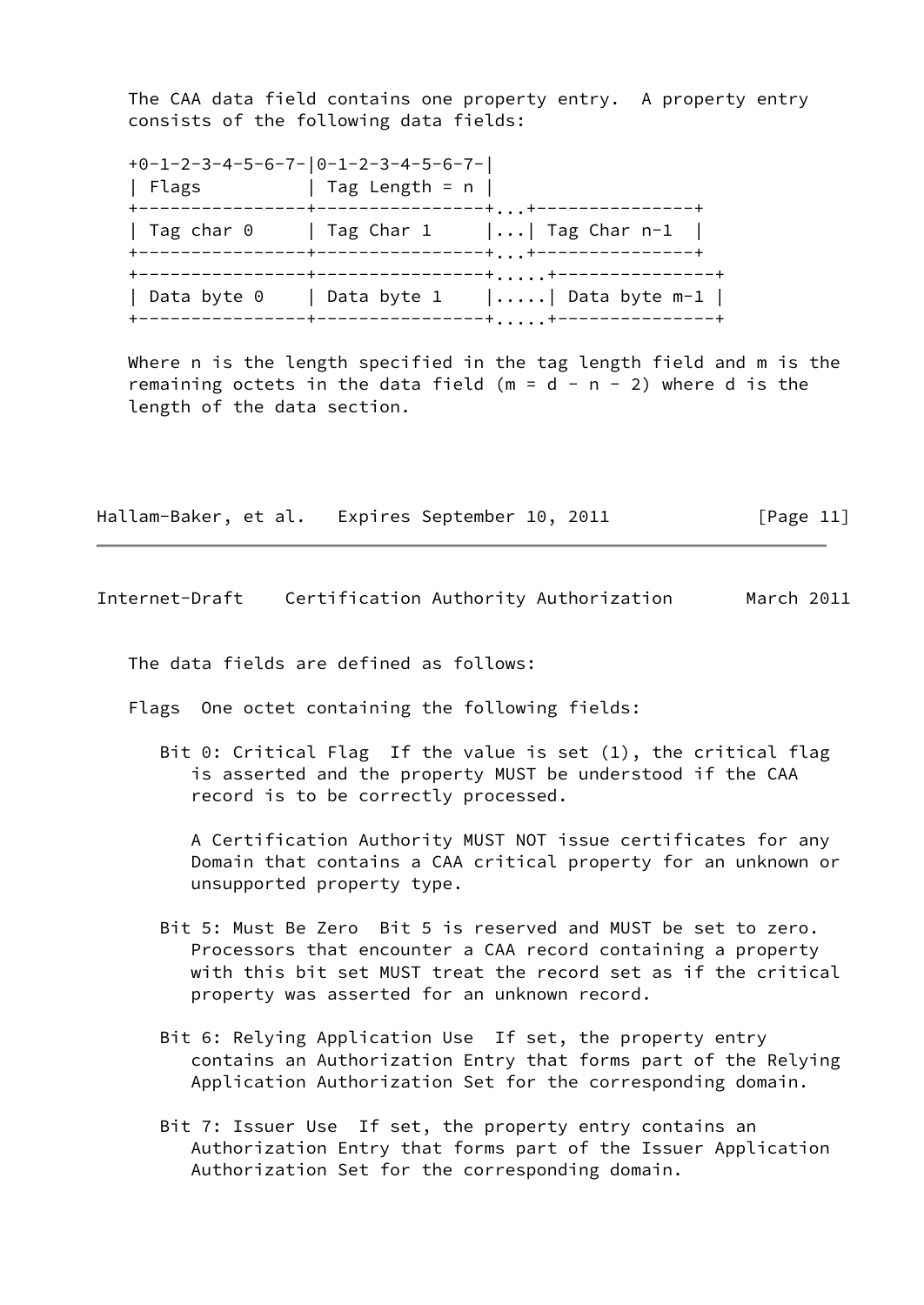The CAA data field contains one property entry. A property entry consists of the following data fields:

```
+0-1-2-3-4-5-6-7-|0-1-2-3-4-5-6-7-|
| Flags          | Tag Length = n |
+----------------+----------------+...+---------------+
| Tag char 0     | Tag Char 1     |...| Tag Char n-1  |
+----------------+----------------+...+---------------+
+----------------+----------------+.....+----------------+
| Data byte 0    | Data byte 1    |.....| Data byte m-1 |
+----------------+----------------+.....+----------------+
```

Where n is the length specified in the tag length field and m is the remaining octets in the data field (m = d - n - 2) where d is the length of the data section.

The data fields are defined as follows:

Flags One octet containing the following fields:

Bit 0: Critical Flag If the value is set (1), the critical flag is asserted and the property MUST be understood if the CAA record is to be correctly processed.

A Certification Authority MUST NOT issue certificates for any Domain that contains a CAA critical property for an unknown or unsupported property type.

Bit 5: Must Be Zero Bit 5 is reserved and MUST be set to zero. Processors that encounter a CAA record containing a property with this bit set MUST treat the record set as if the critical property was asserted for an unknown record.

Bit 6: Relying Application Use If set, the property entry contains an Authorization Entry that forms part of the Relying Application Authorization Set for the corresponding domain.

Bit 7: Issuer Use If set, the property entry contains an Authorization Entry that forms part of the Issuer Application Authorization Set for the corresponding domain.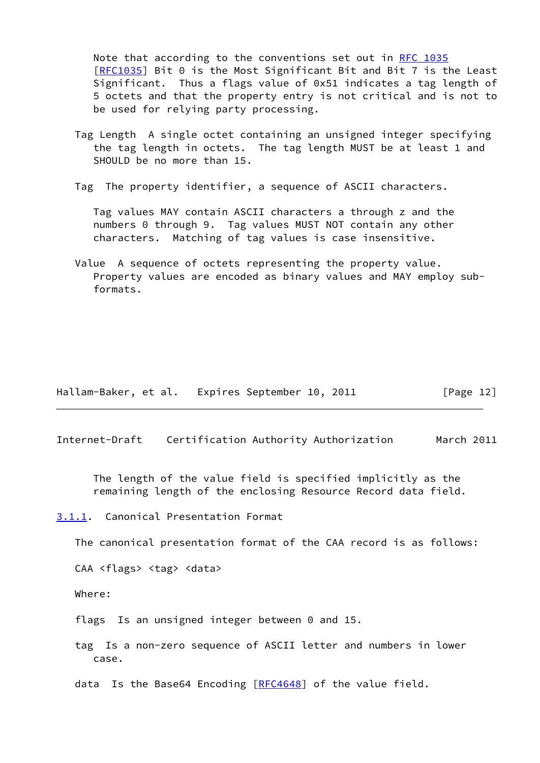Note that according to the conventions set out in RFC 1035 [RFC1035] Bit 0 is the Most Significant Bit and Bit 7 is the Least Significant. Thus a flags value of 0x51 indicates a tag length of 5 octets and that the property entry is not critical and is not to be used for relying party processing.

Tag Length
: A single octet containing an unsigned integer specifying the tag length in octets. The tag length MUST be at least 1 and SHOULD be no more than 15.

Tag
: The property identifier, a sequence of ASCII characters.

  Tag values MAY contain ASCII characters a through z and the numbers 0 through 9. Tag values MUST NOT contain any other characters. Matching of tag values is case insensitive.

Value
: A sequence of octets representing the property value. Property values are encoded as binary values and MAY employ sub-formats.

  The length of the value field is specified implicitly as the remaining length of the enclosing Resource Record data field.

### 3.1.1. Canonical Presentation Format

The canonical presentation format of the CAA record is as follows:

```
CAA <flags> <tag> <data>
```

Where:

flags
: Is an unsigned integer between 0 and 15.

tag
: Is a non-zero sequence of ASCII letter and numbers in lower case.

data
: Is the Base64 Encoding [RFC4648] of the value field.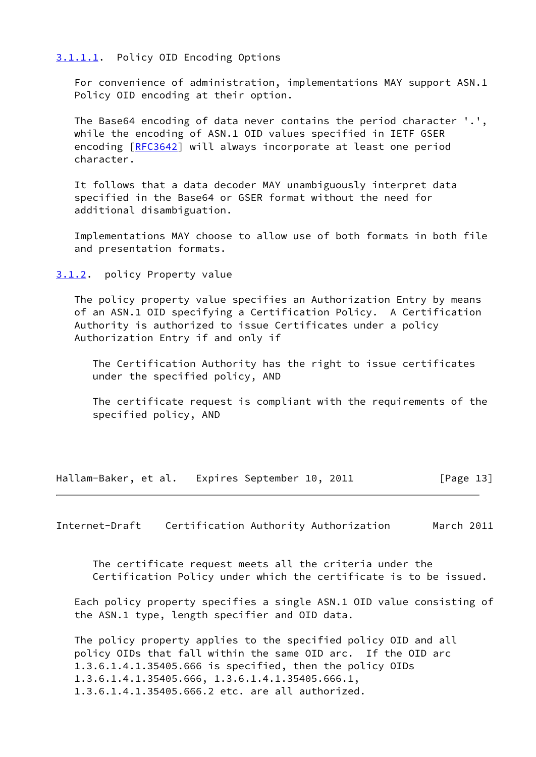#### 3.1.1.1. Policy OID Encoding Options

For convenience of administration, implementations MAY support ASN.1 Policy OID encoding at their option.

The Base64 encoding of data never contains the period character '.', while the encoding of ASN.1 OID values specified in IETF GSER encoding [RFC3642] will always incorporate at least one period character.

It follows that a data decoder MAY unambiguously interpret data specified in the Base64 or GSER format without the need for additional disambiguation.

Implementations MAY choose to allow use of both formats in both file and presentation formats.

### 3.1.2. policy Property value

The policy property value specifies an Authorization Entry by means of an ASN.1 OID specifying a Certification Policy. A Certification Authority is authorized to issue Certificates under a policy Authorization Entry if and only if

> The Certification Authority has the right to issue certificates under the specified policy, AND
>
> The certificate request is compliant with the requirements of the specified policy, AND
>
> The certificate request meets all the criteria under the Certification Policy under which the certificate is to be issued.

Each policy property specifies a single ASN.1 OID value consisting of the ASN.1 type, length specifier and OID data.

The policy property applies to the specified policy OID and all policy OIDs that fall within the same OID arc. If the OID arc 1.3.6.1.4.1.35405.666 is specified, then the policy OIDs 1.3.6.1.4.1.35405.666, 1.3.6.1.4.1.35405.666.1, 1.3.6.1.4.1.35405.666.2 etc. are all authorized.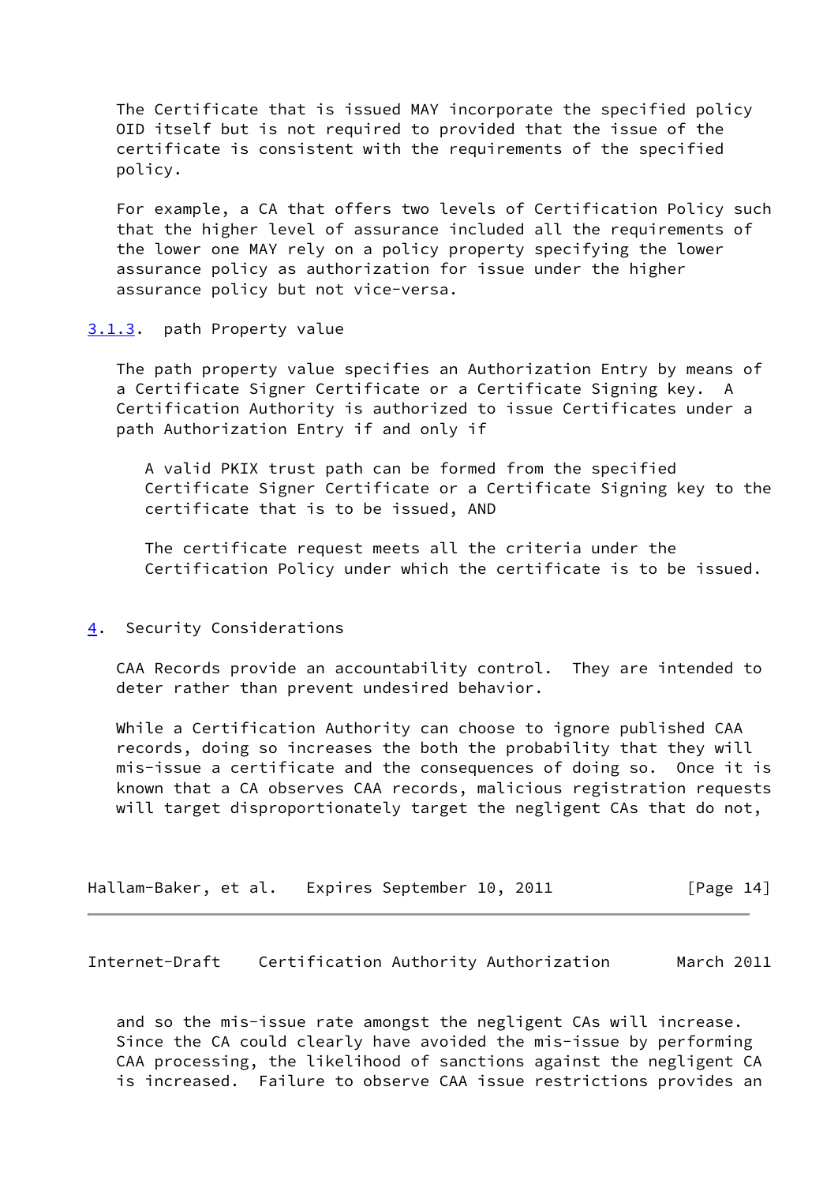The Certificate that is issued MAY incorporate the specified policy OID itself but is not required to provided that the issue of the certificate is consistent with the requirements of the specified policy.

For example, a CA that offers two levels of Certification Policy such that the higher level of assurance included all the requirements of the lower one MAY rely on a policy property specifying the lower assurance policy as authorization for issue under the higher assurance policy but not vice-versa.

### 3.1.3. path Property value

The path property value specifies an Authorization Entry by means of a Certificate Signer Certificate or a Certificate Signing key. A Certification Authority is authorized to issue Certificates under a path Authorization Entry if and only if

> A valid PKIX trust path can be formed from the specified Certificate Signer Certificate or a Certificate Signing key to the certificate that is to be issued, AND
>
> The certificate request meets all the criteria under the Certification Policy under which the certificate is to be issued.

## 4. Security Considerations

CAA Records provide an accountability control. They are intended to deter rather than prevent undesired behavior.

While a Certification Authority can choose to ignore published CAA records, doing so increases the both the probability that they will mis-issue a certificate and the consequences of doing so. Once it is known that a CA observes CAA records, malicious registration requests will target disproportionately target the negligent CAs that do not, and so the mis-issue rate amongst the negligent CAs will increase. Since the CA could clearly have avoided the mis-issue by performing CAA processing, the likelihood of sanctions against the negligent CA is increased. Failure to observe CAA issue restrictions provides an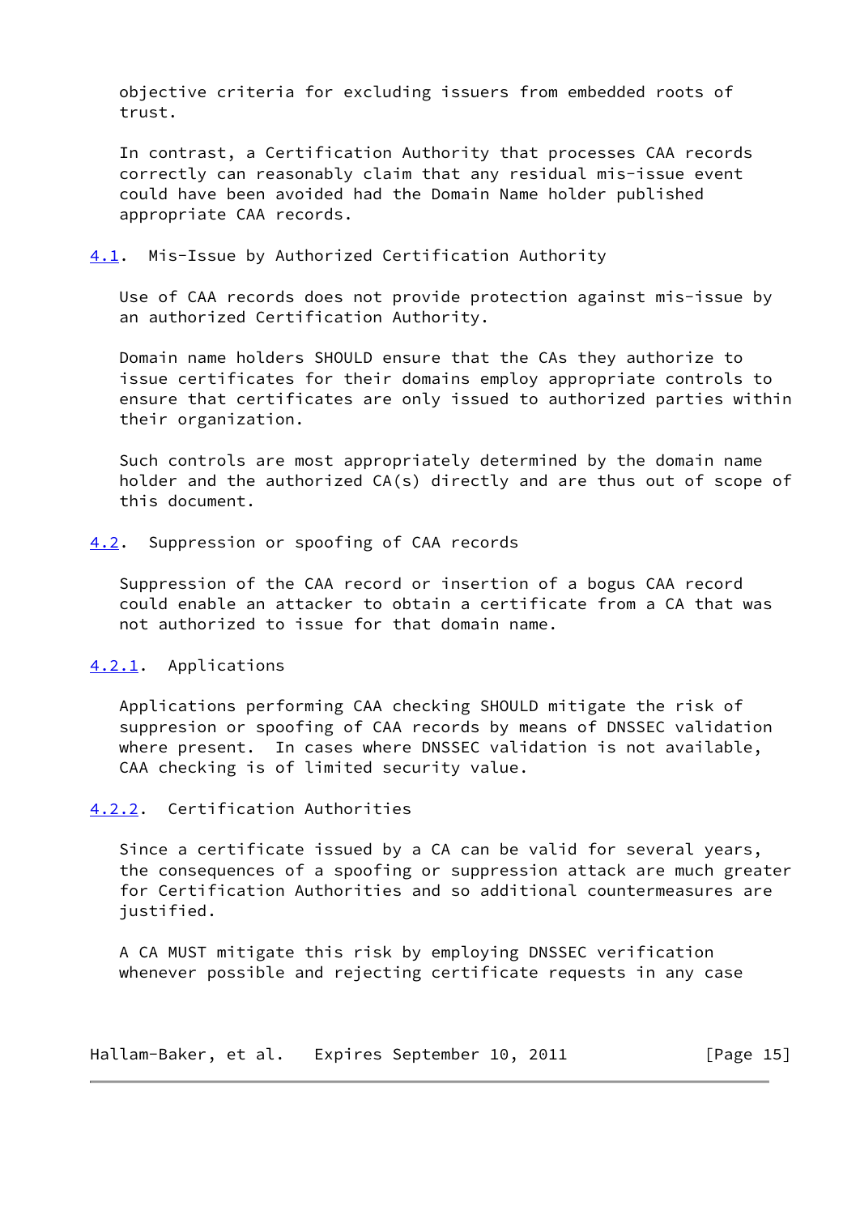objective criteria for excluding issuers from embedded roots of trust.

In contrast, a Certification Authority that processes CAA records correctly can reasonably claim that any residual mis-issue event could have been avoided had the Domain Name holder published appropriate CAA records.

## 4.1. Mis-Issue by Authorized Certification Authority

Use of CAA records does not provide protection against mis-issue by an authorized Certification Authority.

Domain name holders SHOULD ensure that the CAs they authorize to issue certificates for their domains employ appropriate controls to ensure that certificates are only issued to authorized parties within their organization.

Such controls are most appropriately determined by the domain name holder and the authorized CA(s) directly and are thus out of scope of this document.

## 4.2. Suppression or spoofing of CAA records

Suppression of the CAA record or insertion of a bogus CAA record could enable an attacker to obtain a certificate from a CA that was not authorized to issue for that domain name.

### 4.2.1. Applications

Applications performing CAA checking SHOULD mitigate the risk of suppresion or spoofing of CAA records by means of DNSSEC validation where present. In cases where DNSSEC validation is not available, CAA checking is of limited security value.

### 4.2.2. Certification Authorities

Since a certificate issued by a CA can be valid for several years, the consequences of a spoofing or suppression attack are much greater for Certification Authorities and so additional countermeasures are justified.

A CA MUST mitigate this risk by employing DNSSEC verification whenever possible and rejecting certificate requests in any case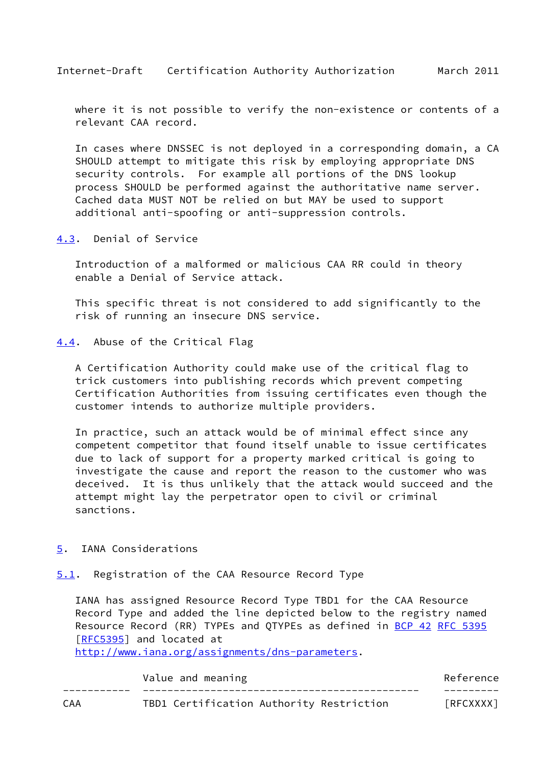where it is not possible to verify the non-existence or contents of a relevant CAA record.

In cases where DNSSEC is not deployed in a corresponding domain, a CA SHOULD attempt to mitigate this risk by employing appropriate DNS security controls. For example all portions of the DNS lookup process SHOULD be performed against the authoritative name server. Cached data MUST NOT be relied on but MAY be used to support additional anti-spoofing or anti-suppression controls.

### 4.3. Denial of Service

Introduction of a malformed or malicious CAA RR could in theory enable a Denial of Service attack.

This specific threat is not considered to add significantly to the risk of running an insecure DNS service.

### 4.4. Abuse of the Critical Flag

A Certification Authority could make use of the critical flag to trick customers into publishing records which prevent competing Certification Authorities from issuing certificates even though the customer intends to authorize multiple providers.

In practice, such an attack would be of minimal effect since any competent competitor that found itself unable to issue certificates due to lack of support for a property marked critical is going to investigate the cause and report the reason to the customer who was deceived. It is thus unlikely that the attack would succeed and the attempt might lay the perpetrator open to civil or criminal sanctions.

## 5. IANA Considerations

### 5.1. Registration of the CAA Resource Record Type

IANA has assigned Resource Record Type TBD1 for the CAA Resource Record Type and added the line depicted below to the registry named Resource Record (RR) TYPEs and QTYPEs as defined in BCP 42 RFC 5395 [RFC5395] and located at http://www.iana.org/assignments/dns-parameters.

| | Value and meaning | Reference |
|---|---|---|
| CAA | TBD1 Certification Authority Restriction | [RFCXXXX] |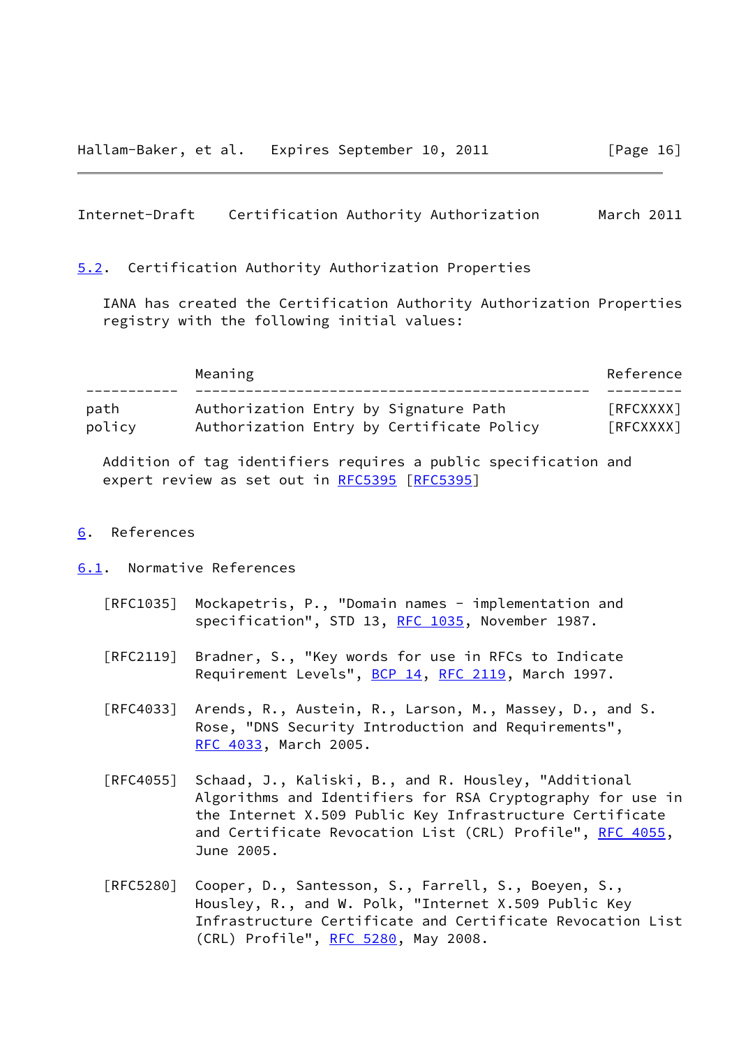### 5.2. Certification Authority Authorization Properties

IANA has created the Certification Authority Authorization Properties registry with the following initial values:

| | Meaning | Reference |
|---|---|---|
| path | Authorization Entry by Signature Path | [RFCXXXX] |
| policy | Authorization Entry by Certificate Policy | [RFCXXXX] |

Addition of tag identifiers requires a public specification and expert review as set out in RFC5395 [RFC5395]

## 6. References

### 6.1. Normative References

[RFC1035] Mockapetris, P., "Domain names - implementation and specification", STD 13, RFC 1035, November 1987.

[RFC2119] Bradner, S., "Key words for use in RFCs to Indicate Requirement Levels", BCP 14, RFC 2119, March 1997.

[RFC4033] Arends, R., Austein, R., Larson, M., Massey, D., and S. Rose, "DNS Security Introduction and Requirements", RFC 4033, March 2005.

[RFC4055] Schaad, J., Kaliski, B., and R. Housley, "Additional Algorithms and Identifiers for RSA Cryptography for use in the Internet X.509 Public Key Infrastructure Certificate and Certificate Revocation List (CRL) Profile", RFC 4055, June 2005.

[RFC5280] Cooper, D., Santesson, S., Farrell, S., Boeyen, S., Housley, R., and W. Polk, "Internet X.509 Public Key Infrastructure Certificate and Certificate Revocation List (CRL) Profile", RFC 5280, May 2008.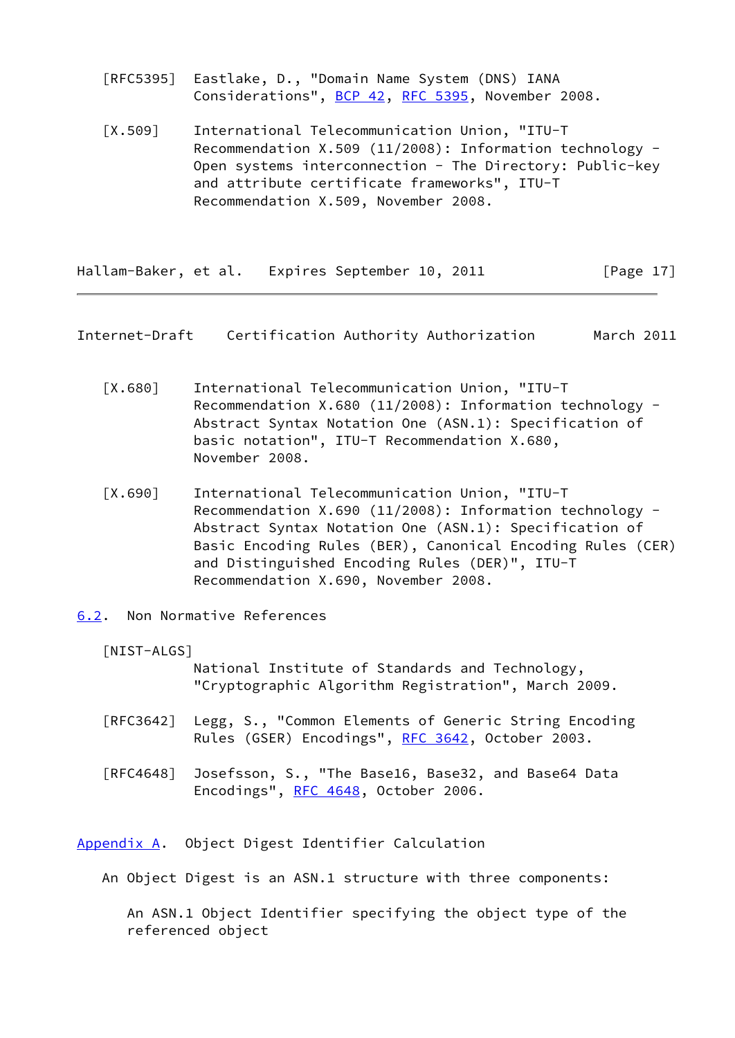[RFC5395] Eastlake, D., "Domain Name System (DNS) IANA Considerations", BCP 42, RFC 5395, November 2008.

[X.509] International Telecommunication Union, "ITU-T Recommendation X.509 (11/2008): Information technology - Open systems interconnection - The Directory: Public-key and attribute certificate frameworks", ITU-T Recommendation X.509, November 2008.

[X.680] International Telecommunication Union, "ITU-T Recommendation X.680 (11/2008): Information technology - Abstract Syntax Notation One (ASN.1): Specification of basic notation", ITU-T Recommendation X.680, November 2008.

[X.690] International Telecommunication Union, "ITU-T Recommendation X.690 (11/2008): Information technology - Abstract Syntax Notation One (ASN.1): Specification of Basic Encoding Rules (BER), Canonical Encoding Rules (CER) and Distinguished Encoding Rules (DER)", ITU-T Recommendation X.690, November 2008.

## 6.2. Non Normative References

[NIST-ALGS] National Institute of Standards and Technology, "Cryptographic Algorithm Registration", March 2009.

[RFC3642] Legg, S., "Common Elements of Generic String Encoding Rules (GSER) Encodings", RFC 3642, October 2003.

[RFC4648] Josefsson, S., "The Base16, Base32, and Base64 Data Encodings", RFC 4648, October 2006.

# Appendix A. Object Digest Identifier Calculation

An Object Digest is an ASN.1 structure with three components:

An ASN.1 Object Identifier specifying the object type of the referenced object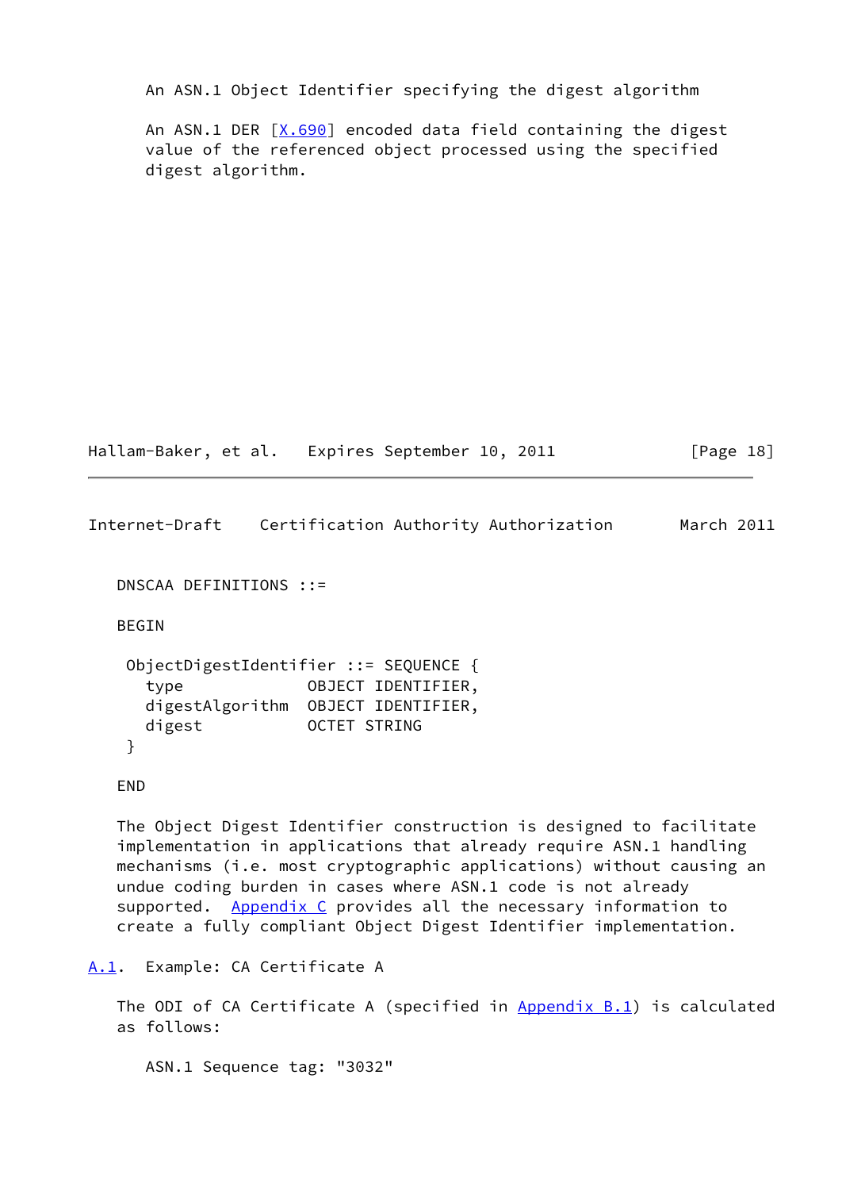An ASN.1 Object Identifier specifying the digest algorithm

An ASN.1 DER [X.690] encoded data field containing the digest value of the referenced object processed using the specified digest algorithm.

```
DNSCAA DEFINITIONS ::=

BEGIN

 ObjectDigestIdentifier ::= SEQUENCE {
   type             OBJECT IDENTIFIER,
   digestAlgorithm  OBJECT IDENTIFIER,
   digest           OCTET STRING
 }

END
```

The Object Digest Identifier construction is designed to facilitate implementation in applications that already require ASN.1 handling mechanisms (i.e. most cryptographic applications) without causing an undue coding burden in cases where ASN.1 code is not already supported. Appendix C provides all the necessary information to create a fully compliant Object Digest Identifier implementation.

### A.1. Example: CA Certificate A

The ODI of CA Certificate A (specified in Appendix B.1) is calculated as follows:

```
ASN.1 Sequence tag: "3032"
```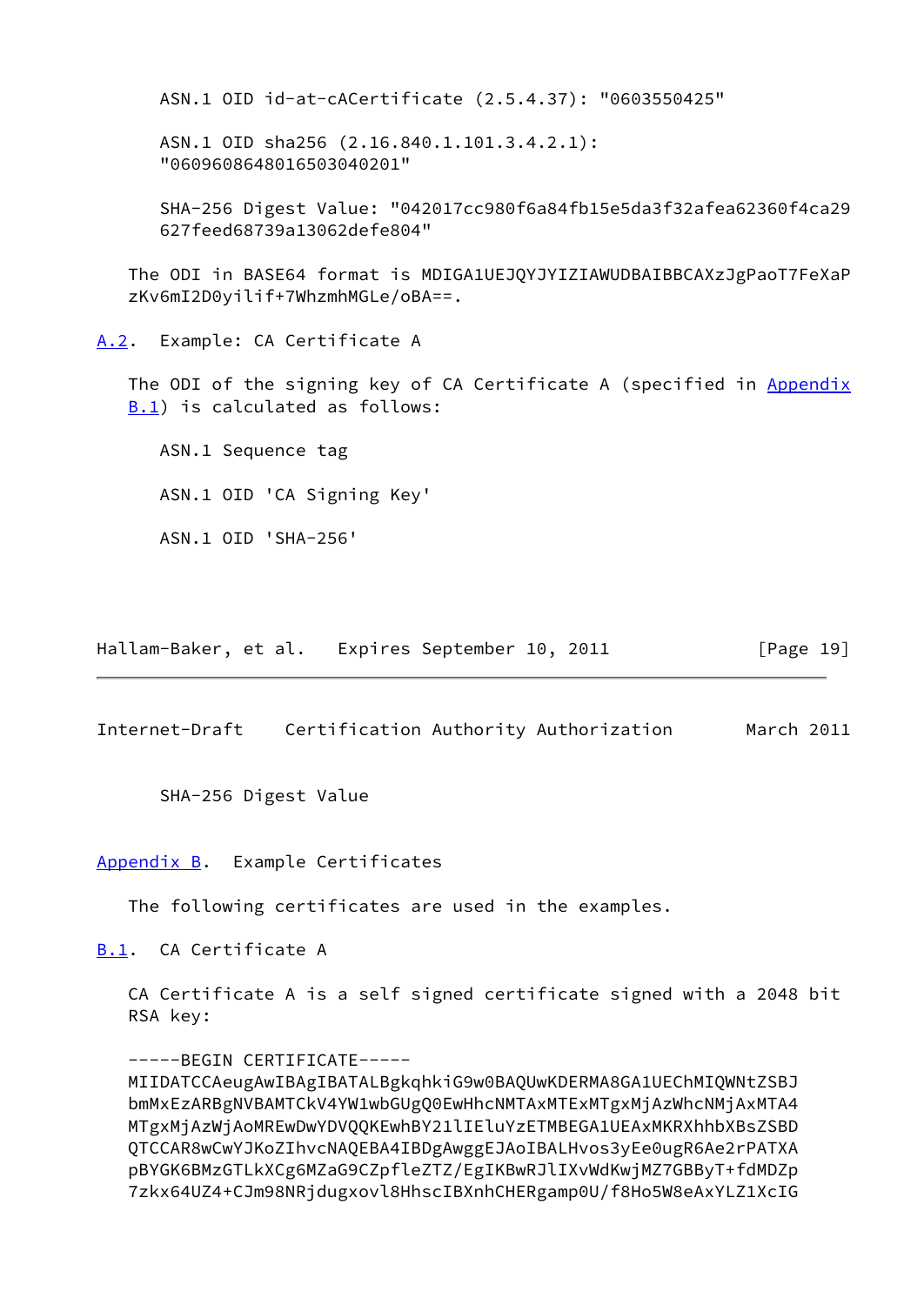ASN.1 OID id-at-cACertificate (2.5.4.37): "0603550425"

ASN.1 OID sha256 (2.16.840.1.101.3.4.2.1): "0609608648016503040201"

SHA-256 Digest Value: "042017cc980f6a84fb15e5da3f32afea62360f4ca29627feed68739a13062defe804"

The ODI in BASE64 format is MDIGA1UEJQYJYIZIAWUDBAIBBCAXzJgPaoT7FeXaPzKv6mI2D0yilif+7WhzmhMGLe/oBA==.

### A.2. Example: CA Certificate A

The ODI of the signing key of CA Certificate A (specified in Appendix B.1) is calculated as follows:

ASN.1 Sequence tag

ASN.1 OID 'CA Signing Key'

ASN.1 OID 'SHA-256'

SHA-256 Digest Value

## Appendix B. Example Certificates

The following certificates are used in the examples.

### B.1. CA Certificate A

CA Certificate A is a self signed certificate signed with a 2048 bit RSA key:

```
-----BEGIN CERTIFICATE-----
MIIDATCCAeugAwIBAgIBATALBgkqhkiG9w0BAQUwKDERMA8GA1UEChMIQWNtZSBJ
bmMxEzARBgNVBAMTCkV4YW1wbGUgQ0EwHhcNMTAxMTExMTgxMjAzWhcNMjAxMTA4
MTgxMjAzWjAoMREwDwYDVQQKEwhBY21lIEluYzETMBEGA1UEAxMKRXhhbXBsZSBD
QTCCAR8wCwYJKoZIhvcNAQEBA4IBDgAwggEJAoIBALHvos3yEe0ugR6Ae2rPATXA
pBYGK6BMzGTLkXCg6MZaG9CZpfleZTZ/EgIKBwRJlIXvWdKwjMZ7GBByT+fdMDZp
7zkx64UZ4+CJm98NRjdugxovl8HhscIBXnhCHERgamp0U/f8Ho5W8eAxYLZ1XcIG
```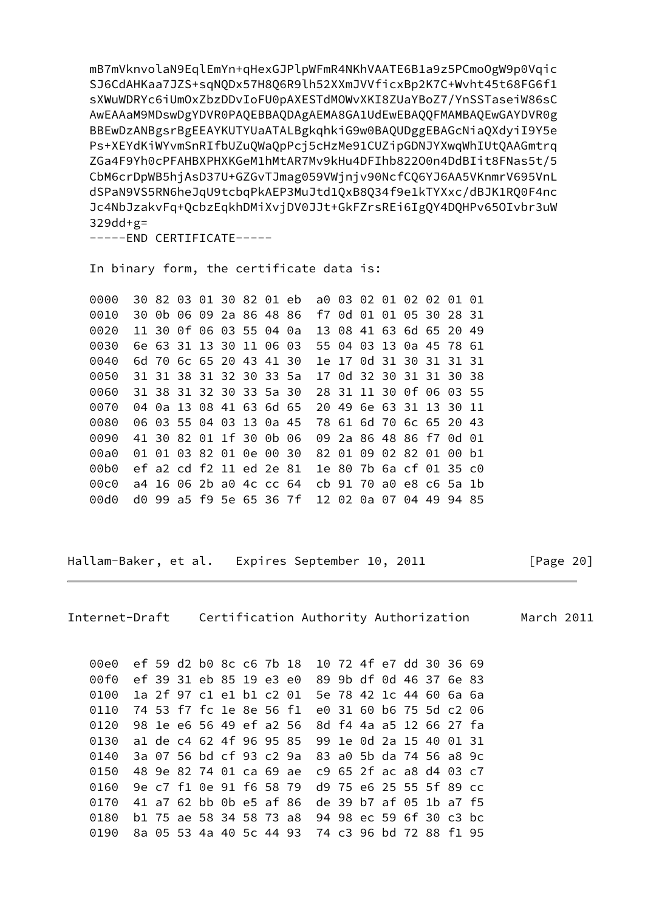```
mB7mVknvolaN9EqlEmYn+qHexGJPlpWFmR4NKhVAATE6B1a9z5PCmoOgW9p0Vqic
SJ6CdAHKaa7JZS+sqNQDx57H8Q6R9lh52XXmJVVficxBp2K7C+Wvht45t68FG6f1
sXWuWDRYc6iUmOxZbzDDvIoFU0pAXESTdMOWvXKI8ZUaYBoZ7/YnSSTaseiW86sC
AwEAAaM9MDswDgYDVR0PAQEBBAQDAgAEMA8GA1UdEwEBAQQFMAMBAQEwGAYDVR0g
BBEwDzANBgsrBgEEAYKUTYUaATALBgkqhkiG9w0BAQUDggEBAGcNiaQXdyiI9Y5e
Ps+XEYdKiWYvmSnRIfbUZuQWaQpPcj5cHzMe91CUZipGDNJYXwqWhIUtQAAGmtrq
ZGa4F9Yh0cPFAHBXPHXKGeM1hMtAR7Mv9kHu4DFIhb822O0n4DdBIit8FNas5t/5
CbM6crDpWB5hjAsD37U+GZGvTJmag059VWjnjv90NcfCQ6YJ6AA5VKnmrV695VnL
dSPaN9VS5RN6heJqU9tcbqPkAEP3MuJtd1QxB8Q34f9e1kTYXxc/dBJK1RQ0F4nc
Jc4NbJzakvFq+QcbzEqkhDMiXvjDV0JJt+GkFZrsREi6IgQY4DQHPv65OIvbr3uW
329dd+g=
-----END CERTIFICATE-----
```

In binary form, the certificate data is:

```
0000  30 82 03 01 30 82 01 eb  a0 03 02 01 02 02 01 01
0010  30 0b 06 09 2a 86 48 86  f7 0d 01 01 05 30 28 31
0020  11 30 0f 06 03 55 04 0a  13 08 41 63 6d 65 20 49
0030  6e 63 31 13 30 11 06 03  55 04 03 13 0a 45 78 61
0040  6d 70 6c 65 20 43 41 30  1e 17 0d 31 30 31 31 31
0050  31 31 38 31 32 30 33 5a  17 0d 32 30 31 31 30 38
0060  31 38 31 32 30 33 5a 30  28 31 11 30 0f 06 03 55
0070  04 0a 13 08 41 63 6d 65  20 49 6e 63 31 13 30 11
0080  06 03 55 04 03 13 0a 45  78 61 6d 70 6c 65 20 43
0090  41 30 82 01 1f 30 0b 06  09 2a 86 48 86 f7 0d 01
00a0  01 01 03 82 01 0e 00 30  82 01 09 02 82 01 00 b1
00b0  ef a2 cd f2 11 ed 2e 81  1e 80 7b 6a cf 01 35 c0
00c0  a4 16 06 2b a0 4c cc 64  cb 91 70 a0 e8 c6 5a 1b
00d0  d0 99 a5 f9 5e 65 36 7f  12 02 0a 07 04 49 94 85
00e0  ef 59 d2 b0 8c c6 7b 18  10 72 4f e7 dd 30 36 69
00f0  ef 39 31 eb 85 19 e3 e0  89 9b df 0d 46 37 6e 83
0100  1a 2f 97 c1 e1 b1 c2 01  5e 78 42 1c 44 60 6a 6a
0110  74 53 f7 fc 1e 8e 56 f1  e0 31 60 b6 75 5d c2 06
0120  98 1e e6 56 49 ef a2 56  8d f4 4a a5 12 66 27 fa
0130  a1 de c4 62 4f 96 95 85  99 1e 0d 2a 15 40 01 31
0140  3a 07 56 bd cf 93 c2 9a  83 a0 5b da 74 56 a8 9c
0150  48 9e 82 74 01 ca 69 ae  c9 65 2f ac a8 d4 03 c7
0160  9e c7 f1 0e 91 f6 58 79  d9 75 e6 25 55 5f 89 cc
0170  41 a7 62 bb 0b e5 af 86  de 39 b7 af 05 1b a7 f5
0180  b1 75 ae 58 34 58 73 a8  94 98 ec 59 6f 30 c3 bc
0190  8a 05 53 4a 40 5c 44 93  74 c3 96 bd 72 88 f1 95
```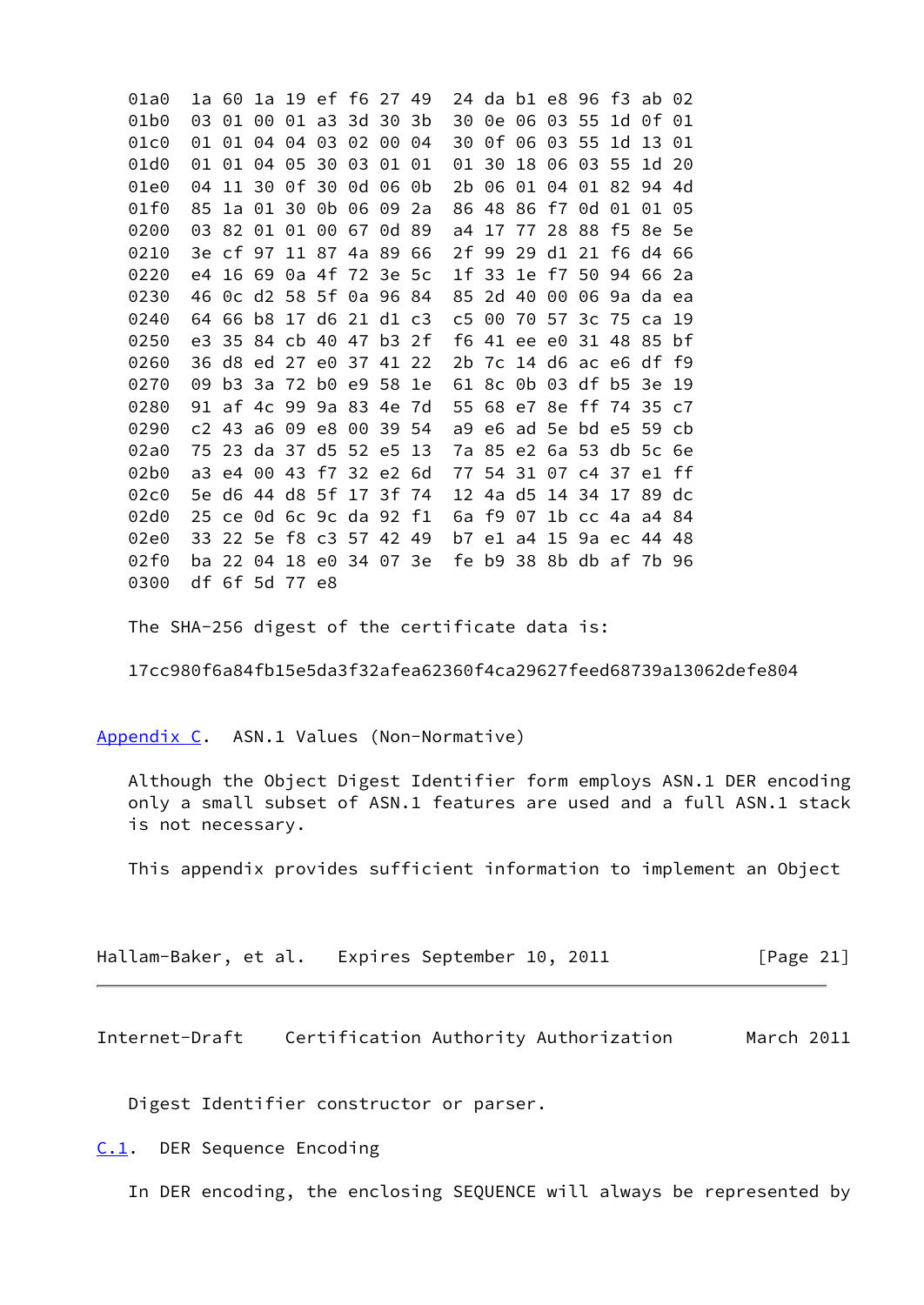```
01a0  1a 60 1a 19 ef f6 27 49  24 da b1 e8 96 f3 ab 02
01b0  03 01 00 01 a3 3d 30 3b  30 0e 06 03 55 1d 0f 01
01c0  01 01 04 04 03 02 00 04  30 0f 06 03 55 1d 13 01
01d0  01 01 04 05 30 03 01 01  01 30 18 06 03 55 1d 20
01e0  04 11 30 0f 30 0d 06 0b  2b 06 01 04 01 82 94 4d
01f0  85 1a 01 30 0b 06 09 2a  86 48 86 f7 0d 01 01 05
0200  03 82 01 01 00 67 0d 89  a4 17 77 28 88 f5 8e 5e
0210  3e cf 97 11 87 4a 89 66  2f 99 29 d1 21 f6 d4 66
0220  e4 16 69 0a 4f 72 3e 5c  1f 33 1e f7 50 94 66 2a
0230  46 0c d2 58 5f 0a 96 84  85 2d 40 00 06 9a da ea
0240  64 66 b8 17 d6 21 d1 c3  c5 00 70 57 3c 75 ca 19
0250  e3 35 84 cb 40 47 b3 2f  f6 41 ee e0 31 48 85 bf
0260  36 d8 ed 27 e0 37 41 22  2b 7c 14 d6 ac e6 df f9
0270  09 b3 3a 72 b0 e9 58 1e  61 8c 0b 03 df b5 3e 19
0280  91 af 4c 99 9a 83 4e 7d  55 68 e7 8e ff 74 35 c7
0290  c2 43 a6 09 e8 00 39 54  a9 e6 ad 5e bd e5 59 cb
02a0  75 23 da 37 d5 52 e5 13  7a 85 e2 6a 53 db 5c 6e
02b0  a3 e4 00 43 f7 32 e2 6d  77 54 31 07 c4 37 e1 ff
02c0  5e d6 44 d8 5f 17 3f 74  12 4a d5 14 34 17 89 dc
02d0  25 ce 0d 6c 9c da 92 f1  6a f9 07 1b cc 4a a4 84
02e0  33 22 5e f8 c3 57 42 49  b7 e1 a4 15 9a ec 44 48
02f0  ba 22 04 18 e0 34 07 3e  fe b9 38 8b db af 7b 96
0300  df 6f 5d 77 e8
```

The SHA-256 digest of the certificate data is:

```
17cc980f6a84fb15e5da3f32afea62360f4ca29627feed68739a13062defe804
```

## Appendix C. ASN.1 Values (Non-Normative)

Although the Object Digest Identifier form employs ASN.1 DER encoding only a small subset of ASN.1 features are used and a full ASN.1 stack is not necessary.

This appendix provides sufficient information to implement an Object Digest Identifier constructor or parser.

### C.1. DER Sequence Encoding

In DER encoding, the enclosing SEQUENCE will always be represented by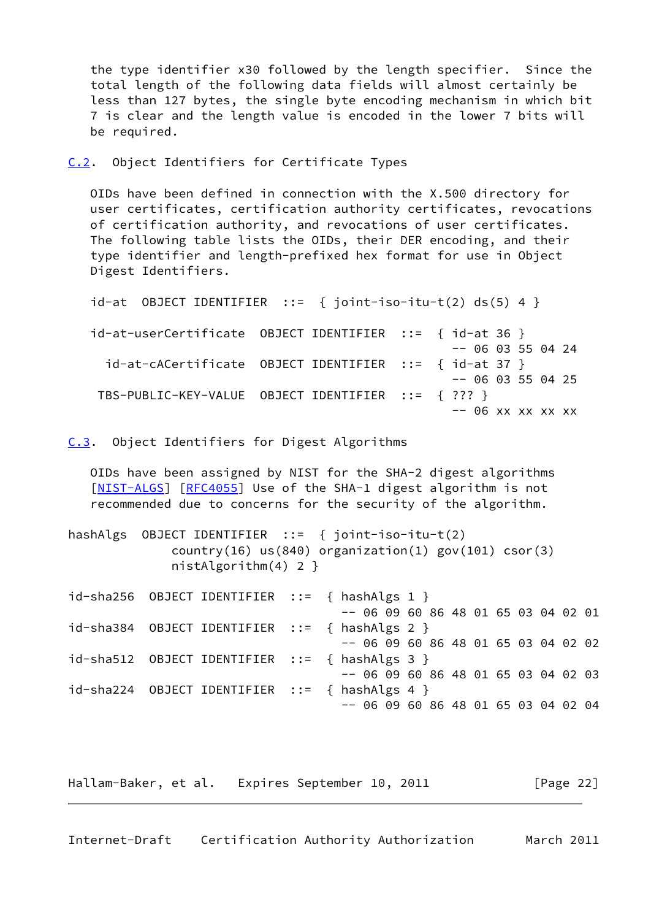the type identifier x30 followed by the length specifier. Since the total length of the following data fields will almost certainly be less than 127 bytes, the single byte encoding mechanism in which bit 7 is clear and the length value is encoded in the lower 7 bits will be required.

### C.2. Object Identifiers for Certificate Types

OIDs have been defined in connection with the X.500 directory for user certificates, certification authority certificates, revocations of certification authority, and revocations of user certificates. The following table lists the OIDs, their DER encoding, and their type identifier and length-prefixed hex format for use in Object Digest Identifiers.

```
id-at  OBJECT IDENTIFIER  ::=  { joint-iso-itu-t(2) ds(5) 4 }

id-at-userCertificate  OBJECT IDENTIFIER  ::=  { id-at 36 }
                                                -- 06 03 55 04 24
  id-at-cACertificate  OBJECT IDENTIFIER  ::=  { id-at 37 }
                                                -- 06 03 55 04 25
 TBS-PUBLIC-KEY-VALUE  OBJECT IDENTIFIER  ::=  { ??? }
                                                -- 06 xx xx xx xx
```

### C.3. Object Identifiers for Digest Algorithms

OIDs have been assigned by NIST for the SHA-2 digest algorithms [NIST-ALGS] [RFC4055] Use of the SHA-1 digest algorithm is not recommended due to concerns for the security of the algorithm.

```
hashAlgs  OBJECT IDENTIFIER  ::=  { joint-iso-itu-t(2)
              country(16) us(840) organization(1) gov(101) csor(3)
              nistAlgorithm(4) 2 }

id-sha256  OBJECT IDENTIFIER  ::=  { hashAlgs 1 }
                                     -- 06 09 60 86 48 01 65 03 04 02 01
id-sha384  OBJECT IDENTIFIER  ::=  { hashAlgs 2 }
                                     -- 06 09 60 86 48 01 65 03 04 02 02
id-sha512  OBJECT IDENTIFIER  ::=  { hashAlgs 3 }
                                     -- 06 09 60 86 48 01 65 03 04 02 03
id-sha224  OBJECT IDENTIFIER  ::=  { hashAlgs 4 }
                                     -- 06 09 60 86 48 01 65 03 04 02 04
```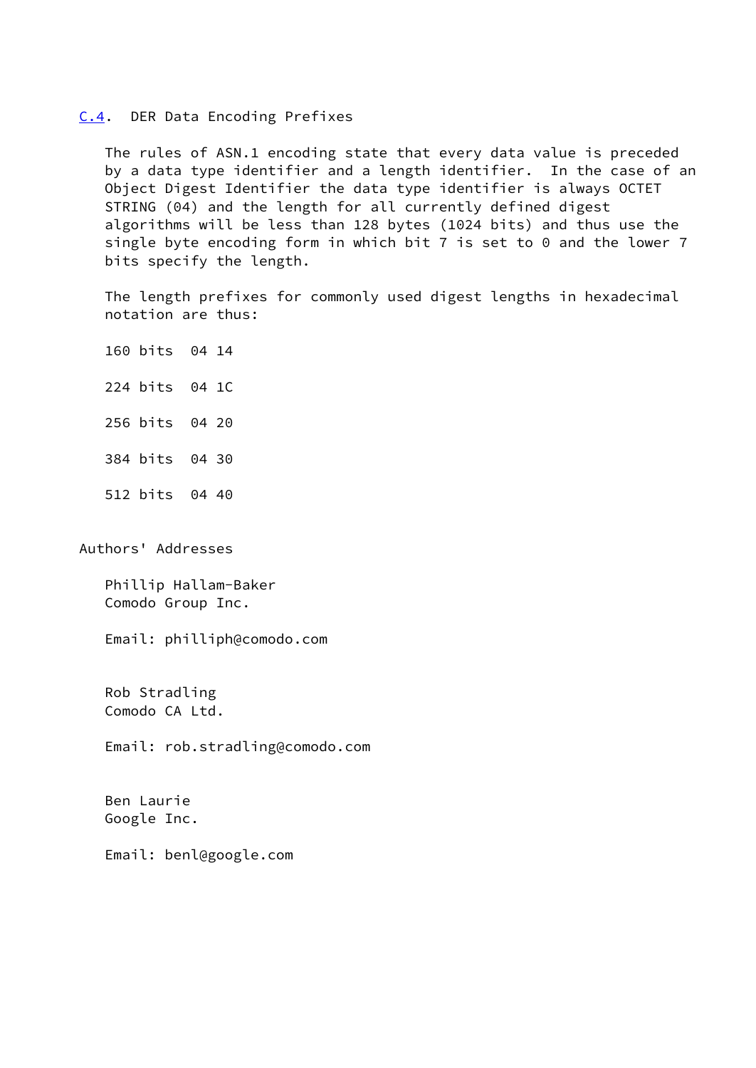## C.4. DER Data Encoding Prefixes

The rules of ASN.1 encoding state that every data value is preceded by a data type identifier and a length identifier. In the case of an Object Digest Identifier the data type identifier is always OCTET STRING (04) and the length for all currently defined digest algorithms will be less than 128 bytes (1024 bits) and thus use the single byte encoding form in which bit 7 is set to 0 and the lower 7 bits specify the length.

The length prefixes for commonly used digest lengths in hexadecimal notation are thus:

160 bits  04 14

224 bits  04 1C

256 bits  04 20

384 bits  04 30

512 bits  04 40

## Authors' Addresses

Phillip Hallam-Baker
Comodo Group Inc.

Email: philliph@comodo.com

Rob Stradling
Comodo CA Ltd.

Email: rob.stradling@comodo.com

Ben Laurie
Google Inc.

Email: benl@google.com